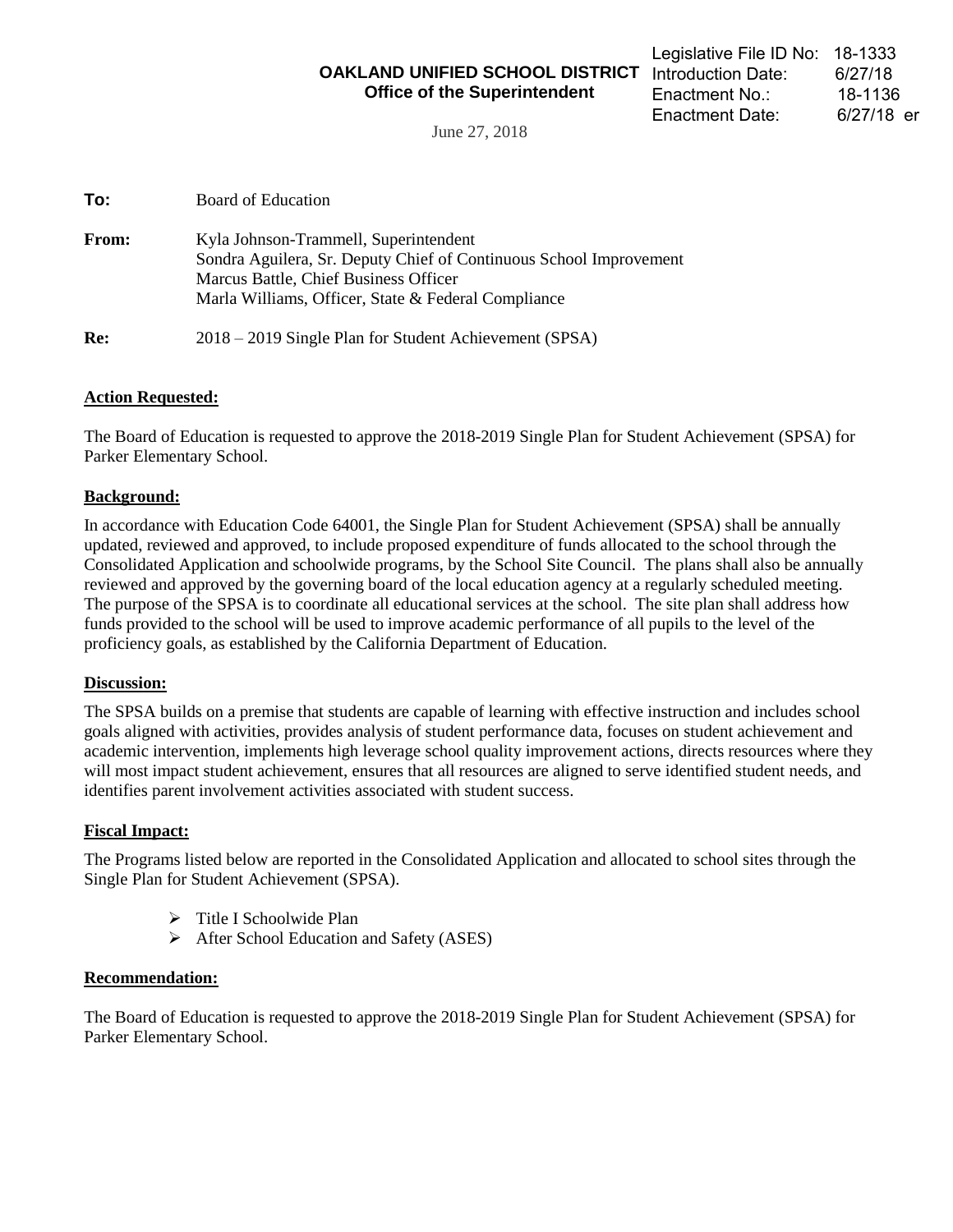Legislative File ID No: 18-1333
Introduction Date: 6/27/18
Enactment No.: 18-1136
Enactment Date: 6/27/18 er

**OAKLAND UNIFIED SCHOOL DISTRICT**
**Office of the Superintendent**

June 27, 2018

**To:** Board of Education

**From:** Kyla Johnson-Trammell, Superintendent
Sondra Aguilera, Sr. Deputy Chief of Continuous School Improvement
Marcus Battle, Chief Business Officer
Marla Williams, Officer, State & Federal Compliance

**Re:** 2018 – 2019 Single Plan for Student Achievement (SPSA)

**Action Requested:**

The Board of Education is requested to approve the 2018-2019 Single Plan for Student Achievement (SPSA) for Parker Elementary School.

**Background:**

In accordance with Education Code 64001, the Single Plan for Student Achievement (SPSA) shall be annually updated, reviewed and approved, to include proposed expenditure of funds allocated to the school through the Consolidated Application and schoolwide programs, by the School Site Council. The plans shall also be annually reviewed and approved by the governing board of the local education agency at a regularly scheduled meeting. The purpose of the SPSA is to coordinate all educational services at the school. The site plan shall address how funds provided to the school will be used to improve academic performance of all pupils to the level of the proficiency goals, as established by the California Department of Education.

**Discussion:**

The SPSA builds on a premise that students are capable of learning with effective instruction and includes school goals aligned with activities, provides analysis of student performance data, focuses on student achievement and academic intervention, implements high leverage school quality improvement actions, directs resources where they will most impact student achievement, ensures that all resources are aligned to serve identified student needs, and identifies parent involvement activities associated with student success.

**Fiscal Impact:**

The Programs listed below are reported in the Consolidated Application and allocated to school sites through the Single Plan for Student Achievement (SPSA).

- Title I Schoolwide Plan
- After School Education and Safety (ASES)

**Recommendation:**

The Board of Education is requested to approve the 2018-2019 Single Plan for Student Achievement (SPSA) for Parker Elementary School.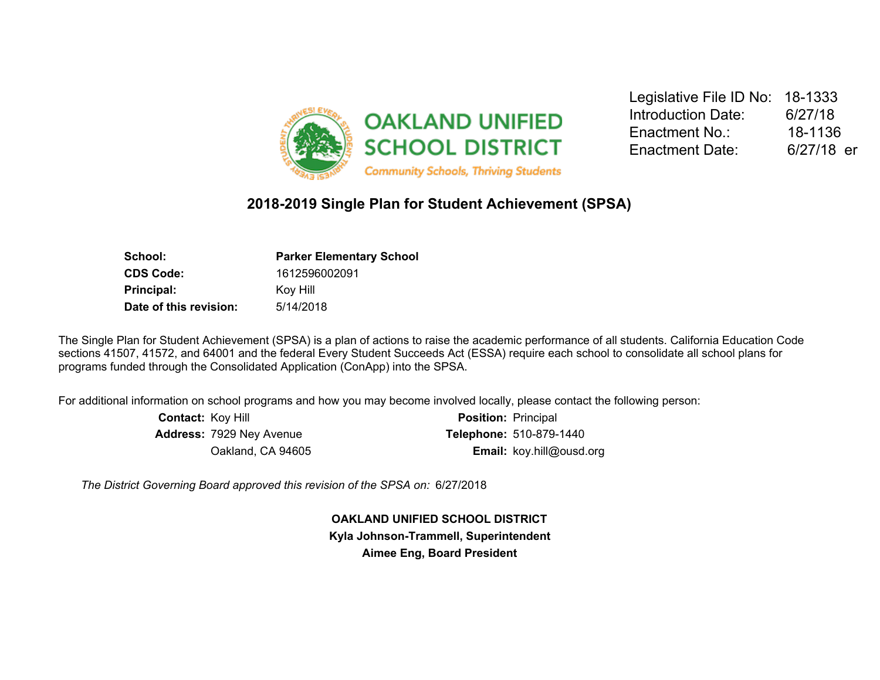Legislative File ID No: 18-1333
Introduction Date: 6/27/18
Enactment No.: 18-1136
Enactment Date: 6/27/18 er

OAKLAND UNIFIED SCHOOL DISTRICT
Community Schools, Thriving Students

## 2018-2019 Single Plan for Student Achievement (SPSA)

| | |
|---|---|
| **School:** | **Parker Elementary School** |
| **CDS Code:** | 1612596002091 |
| **Principal:** | Koy Hill |
| **Date of this revision:** | 5/14/2018 |

The Single Plan for Student Achievement (SPSA) is a plan of actions to raise the academic performance of all students. California Education Code sections 41507, 41572, and 64001 and the federal Every Student Succeeds Act (ESSA) require each school to consolidate all school plans for programs funded through the Consolidated Application (ConApp) into the SPSA.

For additional information on school programs and how you may become involved locally, please contact the following person:

| | | | |
|---|---|---|---|
| **Contact:** | Koy Hill | **Position:** | Principal |
| **Address:** | 7929 Ney Avenue | **Telephone:** | 510-879-1440 |
| | Oakland, CA 94605 | **Email:** | koy.hill@ousd.org |

*The District Governing Board approved this revision of the SPSA on:* 6/27/2018

**OAKLAND UNIFIED SCHOOL DISTRICT**
**Kyla Johnson-Trammell, Superintendent**
**Aimee Eng, Board President**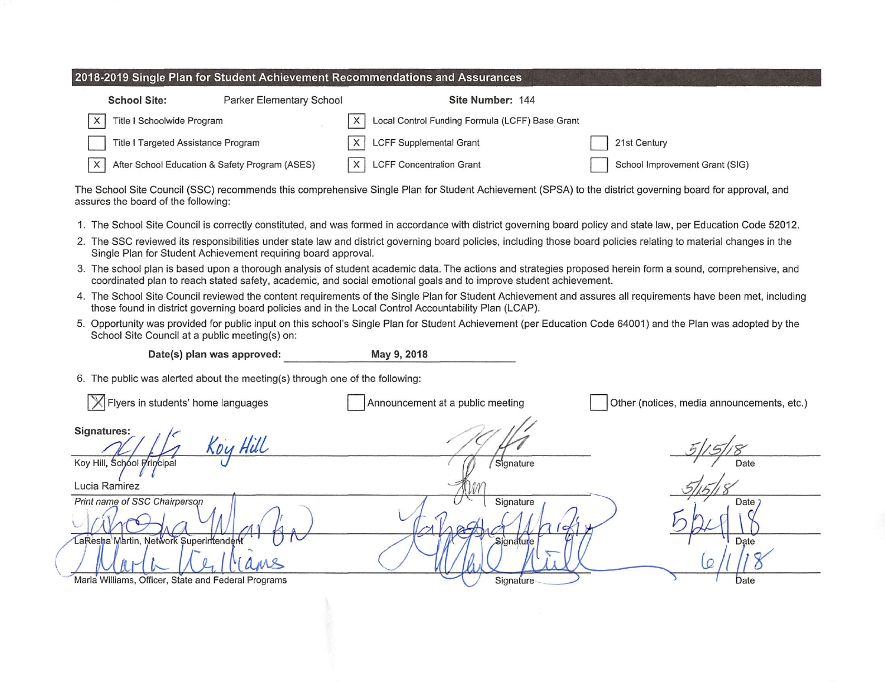## 2018-2019 Single Plan for Student Achievement Recommendations and Assurances

**School Site:** Parker Elementary School **Site Number:** 144

- [X] Title I Schoolwide Program
- [ ] Title I Targeted Assistance Program
- [X] After School Education & Safety Program (ASES)
- [X] Local Control Funding Formula (LCFF) Base Grant
- [X] LCFF Supplemental Grant
- [X] LCFF Concentration Grant
- [ ] 21st Century
- [ ] School Improvement Grant (SIG)

The School Site Council (SSC) recommends this comprehensive Single Plan for Student Achievement (SPSA) to the district governing board for approval, and assures the board of the following:

1. The School Site Council is correctly constituted, and was formed in accordance with district governing board policy and state law, per Education Code 52012.
2. The SSC reviewed its responsibilities under state law and district governing board policies, including those board policies relating to material changes in the Single Plan for Student Achievement requiring board approval.
3. The school plan is based upon a thorough analysis of student academic data. The actions and strategies proposed herein form a sound, comprehensive, and coordinated plan to reach stated safety, academic, and social emotional goals and to improve student achievement.
4. The School Site Council reviewed the content requirements of the Single Plan for Student Achievement and assures all requirements have been met, including those found in district governing board policies and in the Local Control Accountability Plan (LCAP).
5. Opportunity was provided for public input on this school's Single Plan for Student Achievement (per Education Code 64001) and the Plan was adopted by the School Site Council at a public meeting(s) on:

**Date(s) plan was approved:** **May 9, 2018**

6. The public was alerted about the meeting(s) through one of the following:

- [X] Flyers in students' home languages
- [ ] Announcement at a public meeting
- [ ] Other (notices, media announcements, etc.)

**Signatures:**

| Name | Signature | Date |
|---|---|---|
| Koy Hill, School Principal | *(signed)* | 5/15/18 |
| Lucia Ramirez — *Print name of SSC Chairperson* | *(signed)* | 5/15/18 |
| LaResha Martin, Network Superintendent | *(signed)* | 5/24/18 |
| Marla Williams, Officer, State and Federal Programs | *(signed)* | 6/1/18 |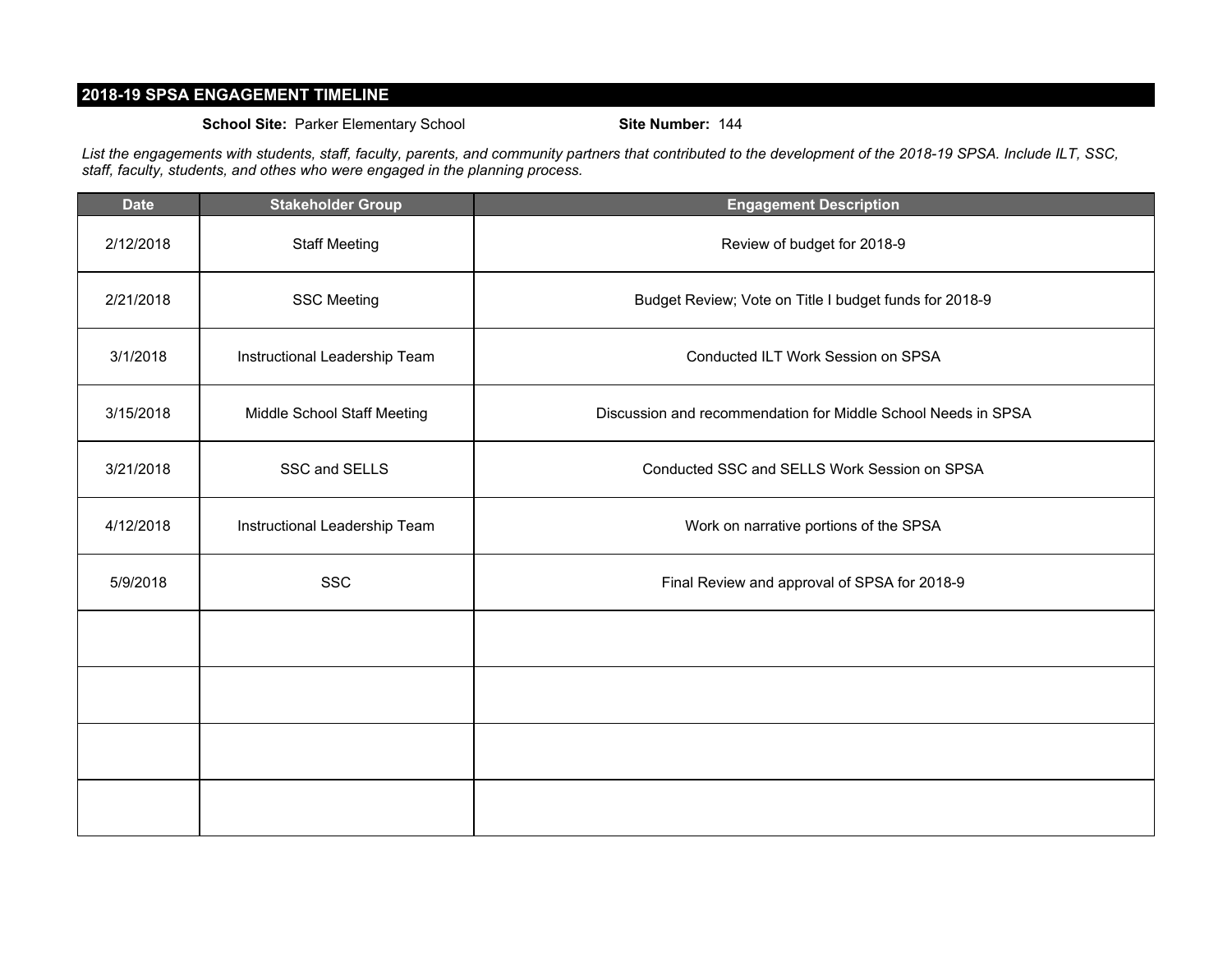## 2018-19 SPSA ENGAGEMENT TIMELINE

**School Site:** Parker Elementary School **Site Number:** 144

*List the engagements with students, staff, faculty, parents, and community partners that contributed to the development of the 2018-19 SPSA. Include ILT, SSC, staff, faculty, students, and othes who were engaged in the planning process.*

| Date | Stakeholder Group | Engagement Description |
|---|---|---|
| 2/12/2018 | Staff Meeting | Review of budget for 2018-9 |
| 2/21/2018 | SSC Meeting | Budget Review; Vote on Title I budget funds for 2018-9 |
| 3/1/2018 | Instructional Leadership Team | Conducted ILT Work Session on SPSA |
| 3/15/2018 | Middle School Staff Meeting | Discussion and recommendation for Middle School Needs in SPSA |
| 3/21/2018 | SSC and SELLS | Conducted SSC and SELLS Work Session on SPSA |
| 4/12/2018 | Instructional Leadership Team | Work on narrative portions of the SPSA |
| 5/9/2018 | SSC | Final Review and approval of SPSA for 2018-9 |
| | | |
| | | |
| | | |
| | | |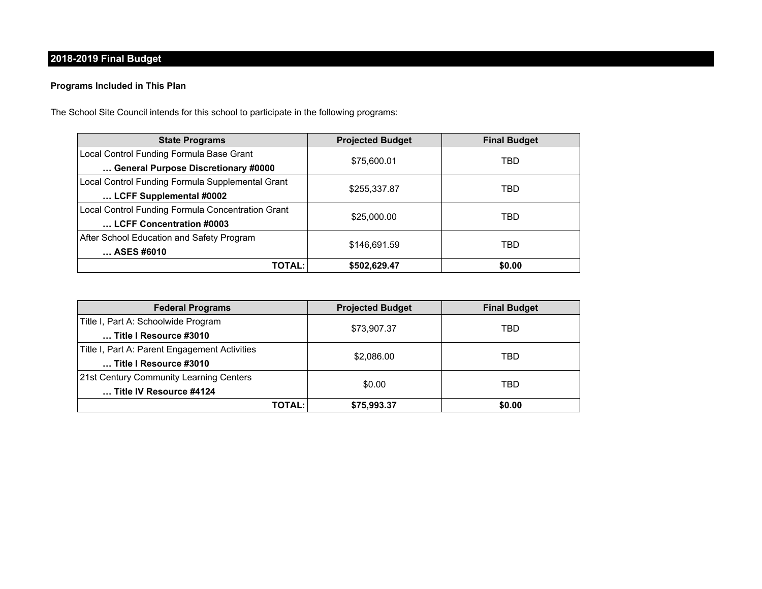## 2018-2019 Final Budget

**Programs Included in This Plan**

The School Site Council intends for this school to participate in the following programs:

| State Programs | Projected Budget | Final Budget |
|---|---|---|
| Local Control Funding Formula Base Grant<br>**… General Purpose Discretionary #0000** | $75,600.01 | TBD |
| Local Control Funding Formula Supplemental Grant<br>**… LCFF Supplemental #0002** | $255,337.87 | TBD |
| Local Control Funding Formula Concentration Grant<br>**… LCFF Concentration #0003** | $25,000.00 | TBD |
| After School Education and Safety Program<br>**… ASES #6010** | $146,691.59 | TBD |
| **TOTAL:** | **$502,629.47** | **$0.00** |

| Federal Programs | Projected Budget | Final Budget |
|---|---|---|
| Title I, Part A: Schoolwide Program<br>**… Title I Resource #3010** | $73,907.37 | TBD |
| Title I, Part A: Parent Engagement Activities<br>**… Title I Resource #3010** | $2,086.00 | TBD |
| 21st Century Community Learning Centers<br>**… Title IV Resource #4124** | $0.00 | TBD |
| **TOTAL:** | **$75,993.37** | **$0.00** |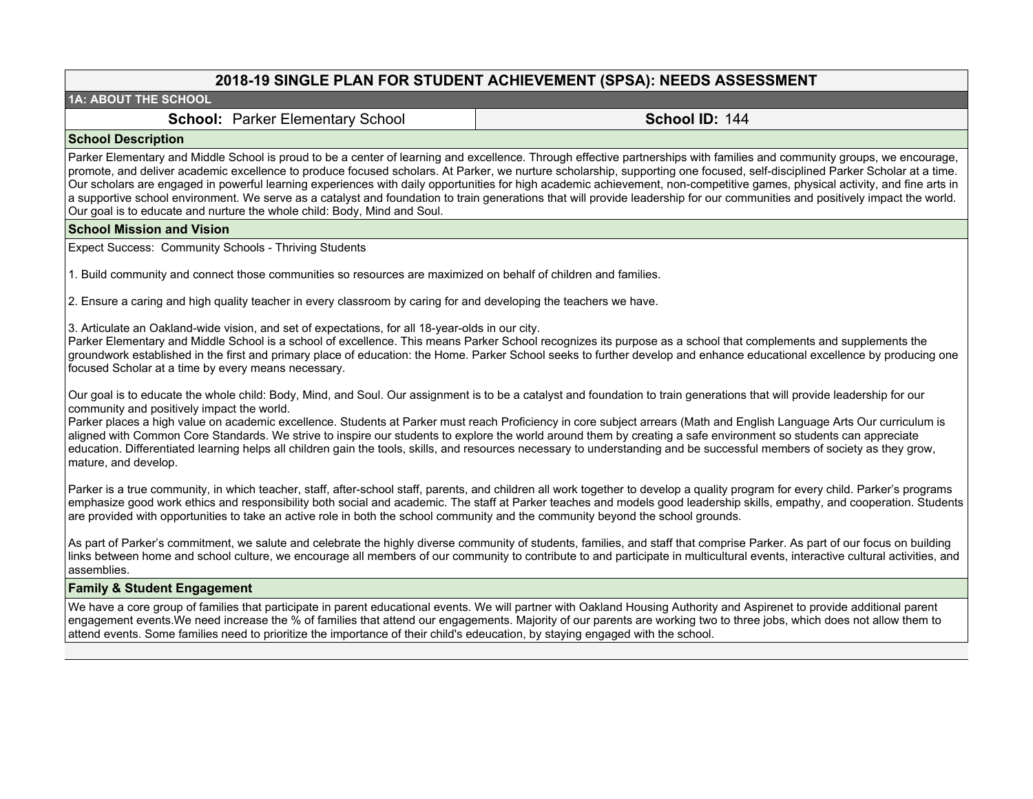# 2018-19 SINGLE PLAN FOR STUDENT ACHIEVEMENT (SPSA): NEEDS ASSESSMENT

## 1A: ABOUT THE SCHOOL

| **School:** Parker Elementary School | **School ID:** 144 |
|---|---|

### School Description

Parker Elementary and Middle School is proud to be a center of learning and excellence. Through effective partnerships with families and community groups, we encourage, promote, and deliver academic excellence to produce focused scholars. At Parker, we nurture scholarship, supporting one focused, self-disciplined Parker Scholar at a time. Our scholars are engaged in powerful learning experiences with daily opportunities for high academic achievement, non-competitive games, physical activity, and fine arts in a supportive school environment. We serve as a catalyst and foundation to train generations that will provide leadership for our communities and positively impact the world. Our goal is to educate and nurture the whole child: Body, Mind and Soul.

### School Mission and Vision

Expect Success: Community Schools - Thriving Students

1. Build community and connect those communities so resources are maximized on behalf of children and families.

2. Ensure a caring and high quality teacher in every classroom by caring for and developing the teachers we have.

3. Articulate an Oakland-wide vision, and set of expectations, for all 18-year-olds in our city.

Parker Elementary and Middle School is a school of excellence. This means Parker School recognizes its purpose as a school that complements and supplements the groundwork established in the first and primary place of education: the Home. Parker School seeks to further develop and enhance educational excellence by producing one focused Scholar at a time by every means necessary.

Our goal is to educate the whole child: Body, Mind, and Soul. Our assignment is to be a catalyst and foundation to train generations that will provide leadership for our community and positively impact the world.

Parker places a high value on academic excellence. Students at Parker must reach Proficiency in core subject arrears (Math and English Language Arts Our curriculum is aligned with Common Core Standards. We strive to inspire our students to explore the world around them by creating a safe environment so students can appreciate education. Differentiated learning helps all children gain the tools, skills, and resources necessary to understanding and be successful members of society as they grow, mature, and develop.

Parker is a true community, in which teacher, staff, after-school staff, parents, and children all work together to develop a quality program for every child. Parker's programs emphasize good work ethics and responsibility both social and academic. The staff at Parker teaches and models good leadership skills, empathy, and cooperation. Students are provided with opportunities to take an active role in both the school community and the community beyond the school grounds.

As part of Parker's commitment, we salute and celebrate the highly diverse community of students, families, and staff that comprise Parker. As part of our focus on building links between home and school culture, we encourage all members of our community to contribute to and participate in multicultural events, interactive cultural activities, and assemblies.

### Family & Student Engagement

We have a core group of families that participate in parent educational events. We will partner with Oakland Housing Authority and Aspirenet to provide additional parent engagement events.We need increase the % of families that attend our engagements. Majority of our parents are working two to three jobs, which does not allow them to attend events. Some families need to prioritize the importance of their child's edeucation, by staying engaged with the school.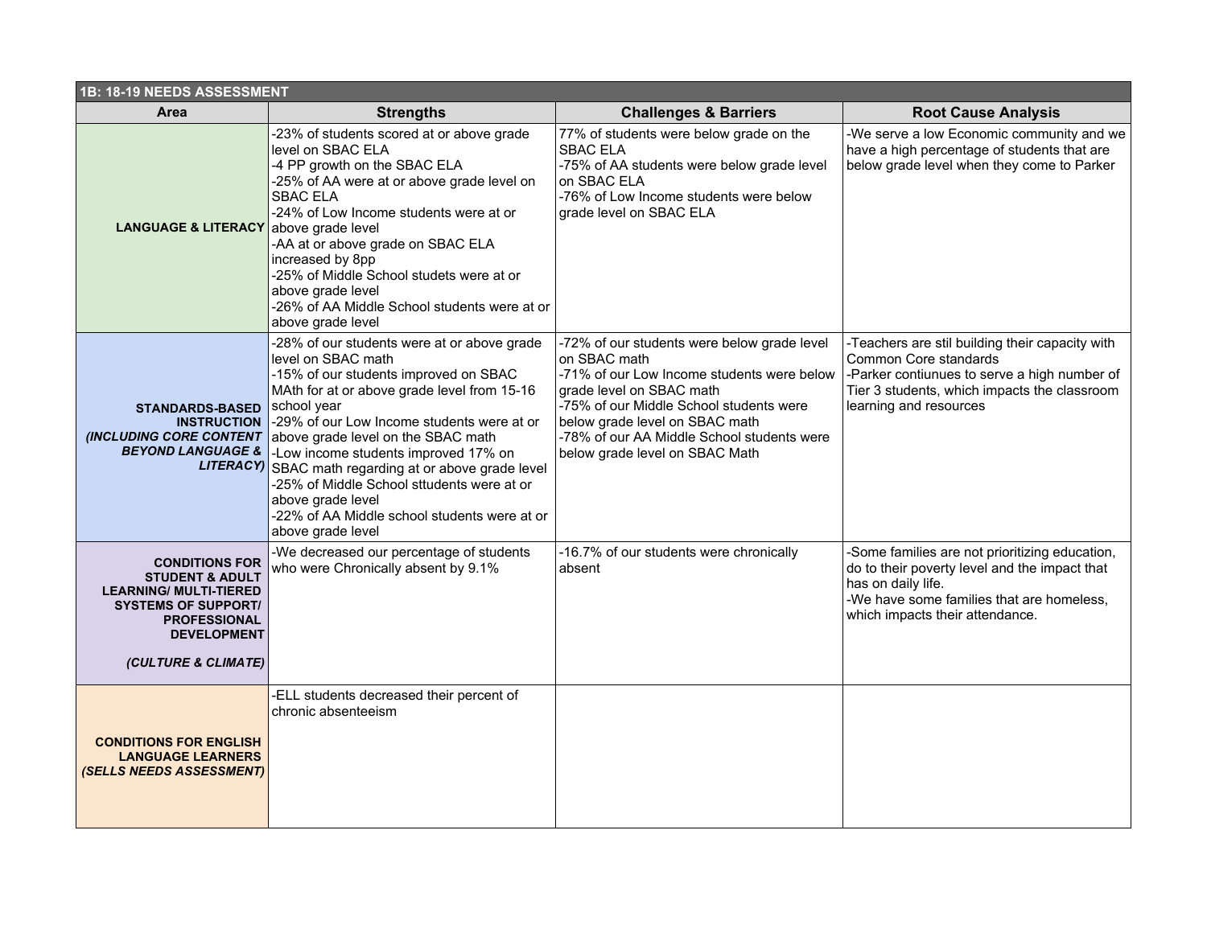| 1B: 18-19 NEEDS ASSESSMENT | | | |
|---|---|---|---|
| **Area** | **Strengths** | **Challenges & Barriers** | **Root Cause Analysis** |
| **LANGUAGE & LITERACY** | -23% of students scored at or above grade level on SBAC ELA<br>-4 PP growth on the SBAC ELA<br>-25% of AA were at or above grade level on SBAC ELA<br>-24% of Low Income students were at or above grade level<br>-AA at or above grade on SBAC ELA increased by 8pp<br>-25% of Middle School studets were at or above grade level<br>-26% of AA Middle School students were at or above grade level | 77% of students were below grade on the SBAC ELA<br>-75% of AA students were below grade level on SBAC ELA<br>-76% of Low Income students were below grade level on SBAC ELA | -We serve a low Economic community and we have a high percentage of students that are below grade level when they come to Parker |
| **STANDARDS-BASED INSTRUCTION *(INCLUDING CORE CONTENT BEYOND LANGUAGE & LITERACY)*** | -28% of our students were at or above grade level on SBAC math<br>-15% of our students improved on SBAC MAth for at or above grade level from 15-16 school year<br>-29% of our Low Income students were at or above grade level on the SBAC math<br>-Low income students improved 17% on SBAC math regarding at or above grade level<br>-25% of Middle School sttudents were at or above grade level<br>-22% of AA Middle school students were at or above grade level | -72% of our students were below grade level on SBAC math<br>-71% of our Low Income students were below grade level on SBAC math<br>-75% of our Middle School students were below grade level on SBAC math<br>-78% of our AA Middle School students were below grade level on SBAC Math | -Teachers are stil building their capacity with Common Core standards<br>-Parker contiunues to serve a high number of Tier 3 students, which impacts the classroom learning and resources |
| **CONDITIONS FOR STUDENT & ADULT LEARNING/ MULTI-TIERED SYSTEMS OF SUPPORT/ PROFESSIONAL DEVELOPMENT *(CULTURE & CLIMATE)*** | -We decreased our percentage of students who were Chronically absent by 9.1% | -16.7% of our students were chronically absent | -Some families are not prioritizing education, do to their poverty level and the impact that has on daily life.<br>-We have some families that are homeless, which impacts their attendance. |
| **CONDITIONS FOR ENGLISH LANGUAGE LEARNERS *(SELLS NEEDS ASSESSMENT)*** | -ELL students decreased their percent of chronic absenteeism | | |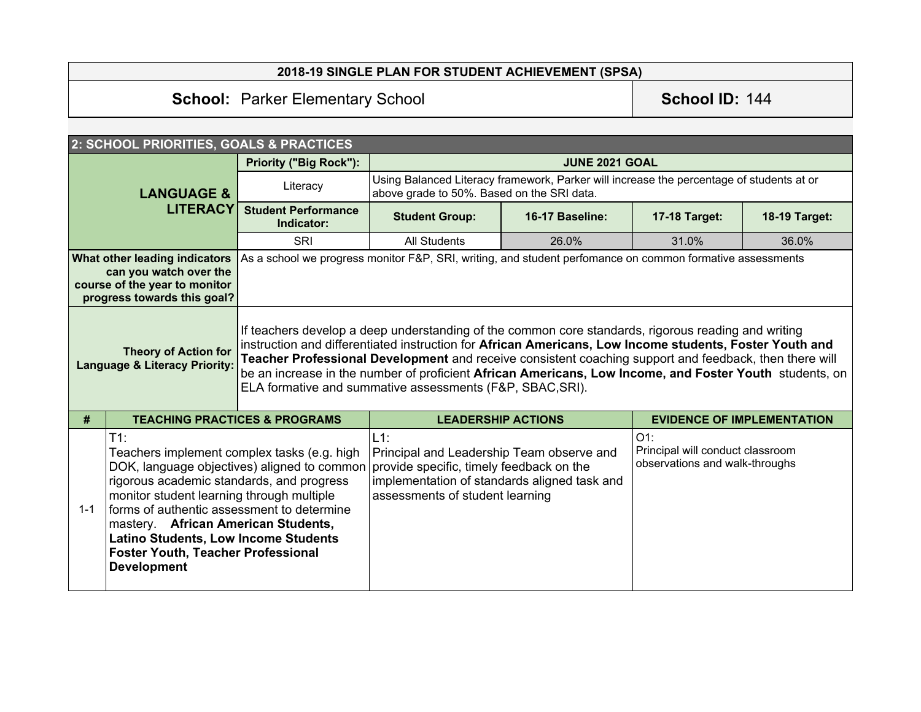## 2018-19 SINGLE PLAN FOR STUDENT ACHIEVEMENT (SPSA)

**School:** Parker Elementary School | **School ID:** 144

### 2: SCHOOL PRIORITIES, GOALS & PRACTICES

| | Priority ("Big Rock"): | JUNE 2021 GOAL | | | |
|---|---|---|---|---|---|
| **LANGUAGE & LITERACY** | Literacy | Using Balanced Literacy framework, Parker will increase the percentage of students at or above grade to 50%. Based on the SRI data. | | | |
| | **Student Performance Indicator:** | **Student Group:** | **16-17 Baseline:** | **17-18 Target:** | **18-19 Target:** |
| | SRI | All Students | 26.0% | 31.0% | 36.0% |

| | |
|---|---|
| **What other leading indicators can you watch over the course of the year to monitor progress towards this goal?** | As a school we progress monitor F&P, SRI, writing, and student perfomance on common formative assessments |
| **Theory of Action for Language & Literacy Priority:** | If teachers develop a deep understanding of the common core standards, rigorous reading and writing instruction and differentiated instruction for **African Americans, Low Income students, Foster Youth and Teacher Professional Development** and receive consistent coaching support and feedback, then there will be an increase in the number of proficient **African Americans, Low Income, and Foster Youth** students, on ELA formative and summative assessments (F&P, SBAC,SRI). |

| # | TEACHING PRACTICES & PROGRAMS | LEADERSHIP ACTIONS | EVIDENCE OF IMPLEMENTATION |
|---|---|---|---|
| 1-1 | T1: Teachers implement complex tasks (e.g. high DOK, language objectives) aligned to common rigorous academic standards, and progress monitor student learning through multiple forms of authentic assessment to determine mastery. **African American Students, Latino Students, Low Income Students Foster Youth, Teacher Professional Development** | L1: Principal and Leadership Team observe and provide specific, timely feedback on the implementation of standards aligned task and assessments of student learning | O1: Principal will conduct classroom observations and walk-throughs |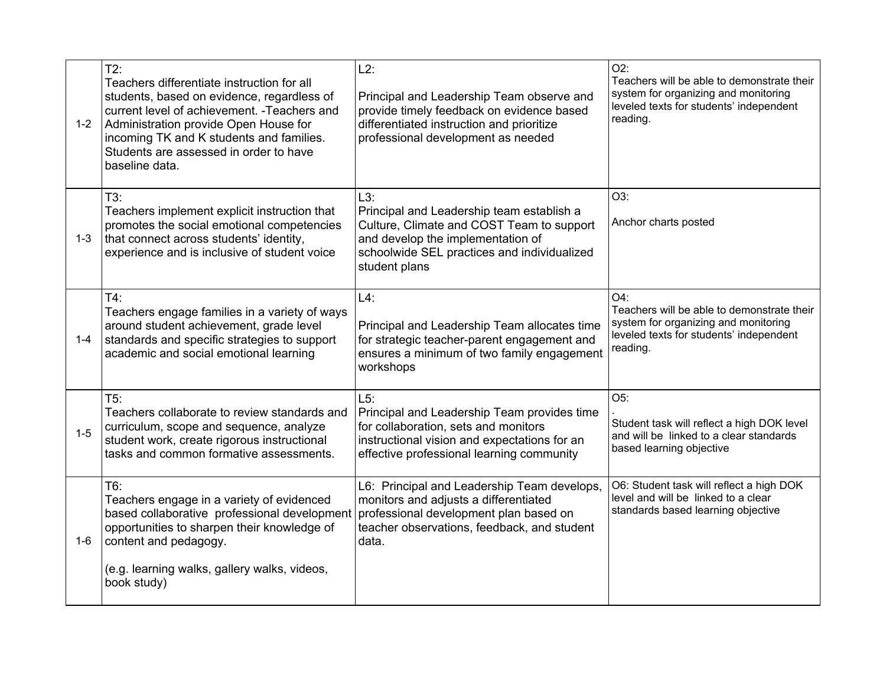| | | | |
|---|---|---|---|
| 1-2 | T2:<br>Teachers differentiate instruction for all students, based on evidence, regardless of current level of achievement. -Teachers and Administration provide Open House for incoming TK and K students and families. Students are assessed in order to have baseline data. | L2:<br><br>Principal and Leadership Team observe and provide timely feedback on evidence based differentiated instruction and prioritize professional development as needed | O2:<br>Teachers will be able to demonstrate their system for organizing and monitoring leveled texts for students' independent reading. |
| 1-3 | T3:<br>Teachers implement explicit instruction that promotes the social emotional competencies that connect across students' identity, experience and is inclusive of student voice | L3:<br>Principal and Leadership team establish a Culture, Climate and COST Team to support and develop the implementation of schoolwide SEL practices and individualized student plans | O3:<br><br>Anchor charts posted |
| 1-4 | T4:<br>Teachers engage families in a variety of ways around student achievement, grade level standards and specific strategies to support academic and social emotional learning | L4:<br><br>Principal and Leadership Team allocates time for strategic teacher-parent engagement and ensures a minimum of two family engagement workshops | O4:<br>Teachers will be able to demonstrate their system for organizing and monitoring leveled texts for students' independent reading. |
| 1-5 | T5:<br>Teachers collaborate to review standards and curriculum, scope and sequence, analyze student work, create rigorous instructional tasks and common formative assessments. | L5:<br>Principal and Leadership Team provides time for collaboration, sets and monitors instructional vision and expectations for an effective professional learning community | O5:<br>.<br>Student task will reflect a high DOK level and will be linked to a clear standards based learning objective |
| 1-6 | T6:<br>Teachers engage in a variety of evidenced based collaborative professional development opportunities to sharpen their knowledge of content and pedagogy.<br><br>(e.g. learning walks, gallery walks, videos, book study) | L6: Principal and Leadership Team develops, monitors and adjusts a differentiated professional development plan based on teacher observations, feedback, and student data. | O6: Student task will reflect a high DOK level and will be linked to a clear standards based learning objective |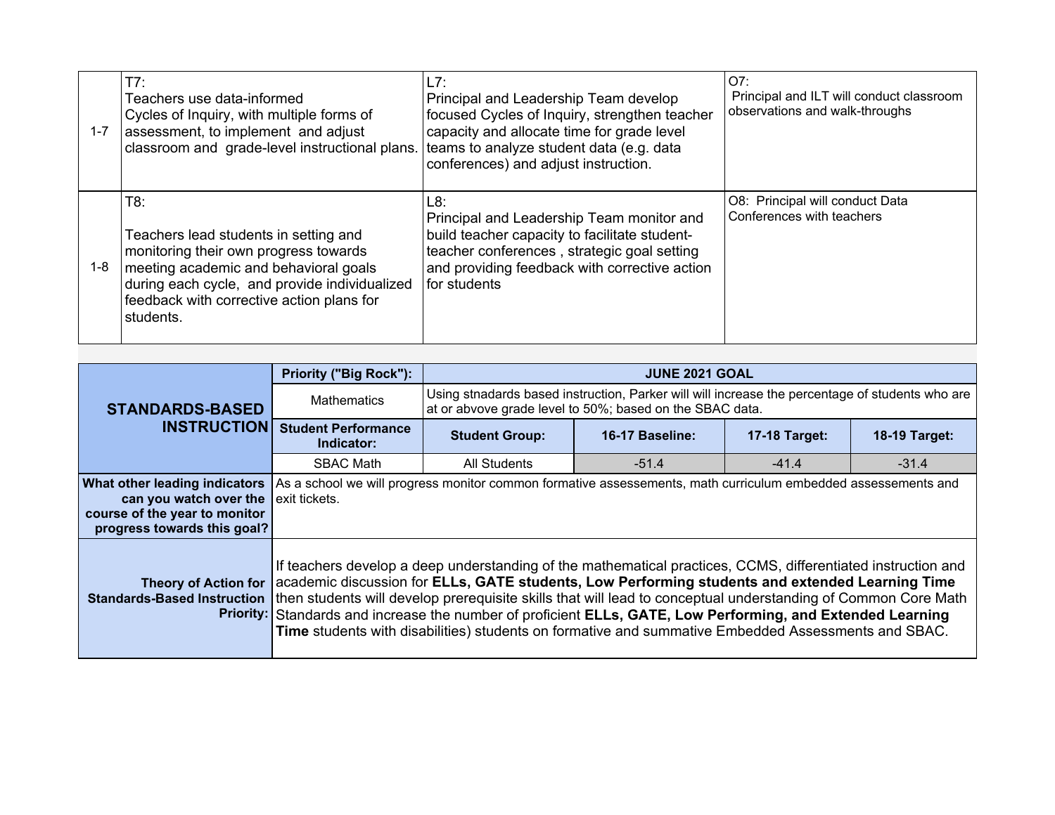| | | | |
|---|---|---|---|
| 1-7 | T7:<br>Teachers use data-informed Cycles of Inquiry, with multiple forms of assessment, to implement and adjust classroom and grade-level instructional plans. | L7:<br>Principal and Leadership Team develop focused Cycles of Inquiry, strengthen teacher capacity and allocate time for grade level teams to analyze student data (e.g. data conferences) and adjust instruction. | O7:<br>Principal and ILT will conduct classroom observations and walk-throughs |
| 1-8 | T8:<br><br>Teachers lead students in setting and monitoring their own progress towards meeting academic and behavioral goals during each cycle, and provide individualized feedback with corrective action plans for students. | L8:<br>Principal and Leadership Team monitor and build teacher capacity to facilitate student-teacher conferences , strategic goal setting and providing feedback with corrective action for students | O8: Principal will conduct Data Conferences with teachers |

| **STANDARDS-BASED INSTRUCTION** | **Priority ("Big Rock"):** | **JUNE 2021 GOAL** | | | |
|---|---|---|---|---|---|
| | Mathematics | Using stnadards based instruction, Parker will will increase the percentage of students who are at or above grade level to 50%; based on the SBAC data. | | | |
| | **Student Performance Indicator:** | **Student Group:** | **16-17 Baseline:** | **17-18 Target:** | **18-19 Target:** |
| | SBAC Math | All Students | -51.4 | -41.4 | -31.4 |
| **What other leading indicators can you watch over the course of the year to monitor progress towards this goal?** | As a school we will progress monitor common formative assessements, math curriculum embedded assessements and exit tickets. | | | | |
| **Theory of Action for Standards-Based Instruction Priority:** | If teachers develop a deep understanding of the mathematical practices, CCMS, differentiated instruction and academic discussion for **ELLs, GATE students, Low Performing students and extended Learning Time** then students will develop prerequisite skills that will lead to conceptual understanding of Common Core Math Standards and increase the number of proficient **ELLs, GATE, Low Performing, and Extended Learning Time** students with disabilities) students on formative and summative Embedded Assessments and SBAC. | | | | |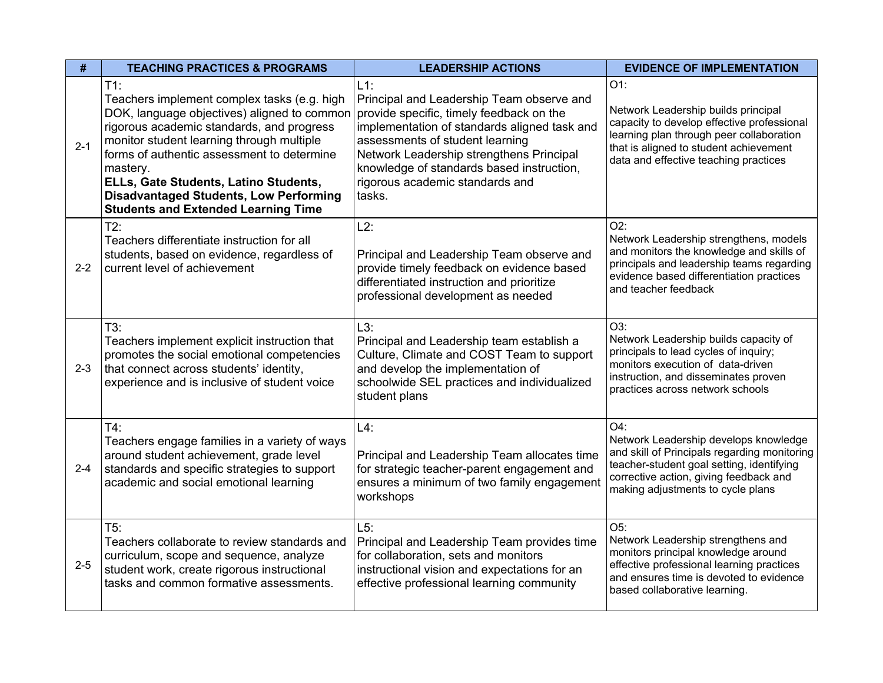| # | TEACHING PRACTICES & PROGRAMS | LEADERSHIP ACTIONS | EVIDENCE OF IMPLEMENTATION |
|---|---|---|---|
| 2-1 | T1: Teachers implement complex tasks (e.g. high DOK, language objectives) aligned to common rigorous academic standards, and progress monitor student learning through multiple forms of authentic assessment to determine mastery. **ELLs, Gate Students, Latino Students, Disadvantaged Students, Low Performing Students and Extended Learning Time** | L1: Principal and Leadership Team observe and provide specific, timely feedback on the implementation of standards aligned task and assessments of student learning Network Leadership strengthens Principal knowledge of standards based instruction, rigorous academic standards and tasks. | O1: Network Leadership builds principal capacity to develop effective professional learning plan through peer collaboration that is aligned to student achievement data and effective teaching practices |
| 2-2 | T2: Teachers differentiate instruction for all students, based on evidence, regardless of current level of achievement | L2: Principal and Leadership Team observe and provide timely feedback on evidence based differentiated instruction and prioritize professional development as needed | O2: Network Leadership strengthens, models and monitors the knowledge and skills of principals and leadership teams regarding evidence based differentiation practices and teacher feedback |
| 2-3 | T3: Teachers implement explicit instruction that promotes the social emotional competencies that connect across students' identity, experience and is inclusive of student voice | L3: Principal and Leadership team establish a Culture, Climate and COST Team to support and develop the implementation of schoolwide SEL practices and individualized student plans | O3: Network Leadership builds capacity of principals to lead cycles of inquiry; monitors execution of data-driven instruction, and disseminates proven practices across network schools |
| 2-4 | T4: Teachers engage families in a variety of ways around student achievement, grade level standards and specific strategies to support academic and social emotional learning | L4: Principal and Leadership Team allocates time for strategic teacher-parent engagement and ensures a minimum of two family engagement workshops | O4: Network Leadership develops knowledge and skill of Principals regarding monitoring teacher-student goal setting, identifying corrective action, giving feedback and making adjustments to cycle plans |
| 2-5 | T5: Teachers collaborate to review standards and curriculum, scope and sequence, analyze student work, create rigorous instructional tasks and common formative assessments. | L5: Principal and Leadership Team provides time for collaboration, sets and monitors instructional vision and expectations for an effective professional learning community | O5: Network Leadership strengthens and monitors principal knowledge around effective professional learning practices and ensures time is devoted to evidence based collaborative learning. |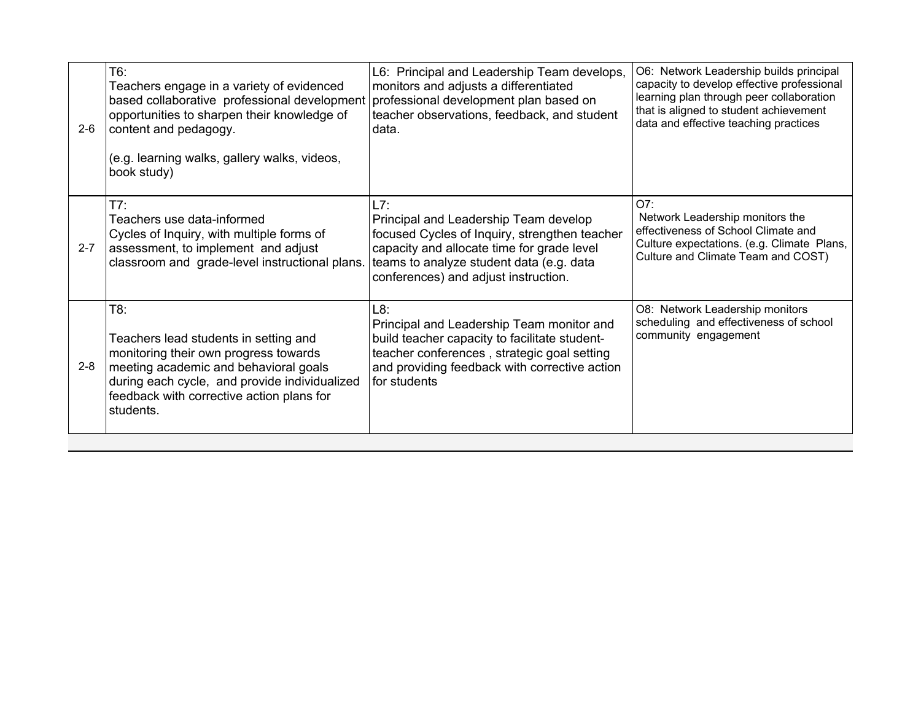| | | | |
|---|---|---|---|
| 2-6 | T6:<br>Teachers engage in a variety of evidenced based collaborative professional development opportunities to sharpen their knowledge of content and pedagogy.<br><br>(e.g. learning walks, gallery walks, videos, book study) | L6: Principal and Leadership Team develops, monitors and adjusts a differentiated professional development plan based on teacher observations, feedback, and student data. | O6: Network Leadership builds principal capacity to develop effective professional learning plan through peer collaboration that is aligned to student achievement data and effective teaching practices |
| 2-7 | T7:<br>Teachers use data-informed Cycles of Inquiry, with multiple forms of assessment, to implement and adjust classroom and grade-level instructional plans. | L7:<br>Principal and Leadership Team develop focused Cycles of Inquiry, strengthen teacher capacity and allocate time for grade level teams to analyze student data (e.g. data conferences) and adjust instruction. | O7:<br>Network Leadership monitors the effectiveness of School Climate and Culture expectations. (e.g. Climate Plans, Culture and Climate Team and COST) |
| 2-8 | T8:<br><br>Teachers lead students in setting and monitoring their own progress towards meeting academic and behavioral goals during each cycle, and provide individualized feedback with corrective action plans for students. | L8:<br>Principal and Leadership Team monitor and build teacher capacity to facilitate student-teacher conferences , strategic goal setting and providing feedback with corrective action for students | O8: Network Leadership monitors scheduling and effectiveness of school community engagement |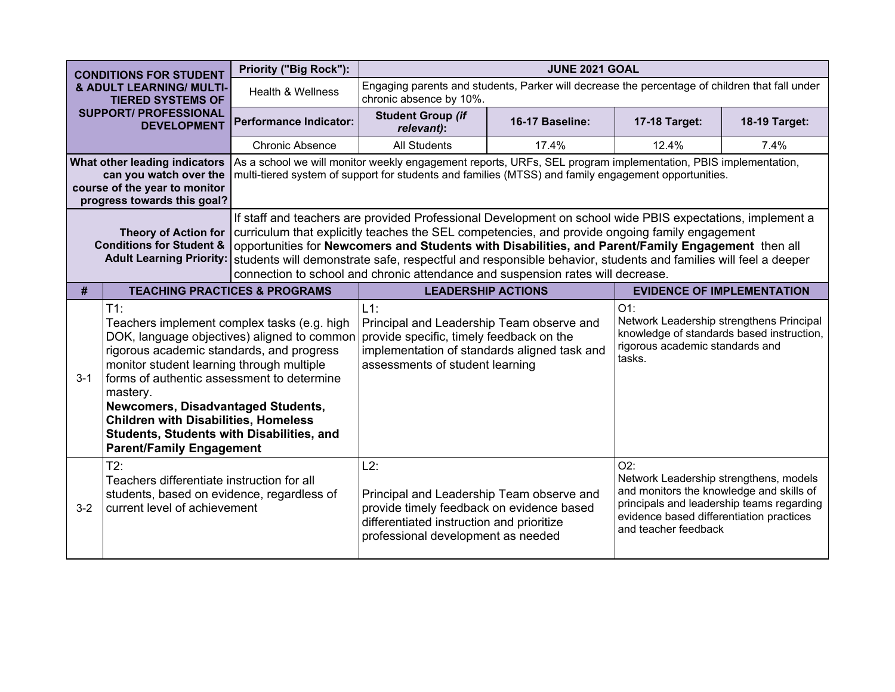| CONDITIONS FOR STUDENT & ADULT LEARNING/ MULTI-TIERED SYSTEMS OF SUPPORT/ PROFESSIONAL DEVELOPMENT | Priority ("Big Rock"): | JUNE 2021 GOAL | | | |
|---|---|---|---|---|---|
| | Health & Wellness | Engaging parents and students, Parker will decrease the percentage of children that fall under chronic absence by 10%. | | | |
| | **Performance Indicator:** | **Student Group *(if relevant)*:** | **16-17 Baseline:** | **17-18 Target:** | **18-19 Target:** |
| | Chronic Absence | All Students | 17.4% | 12.4% | 7.4% |
| **What other leading indicators can you watch over the course of the year to monitor progress towards this goal?** | As a school we will monitor weekly engagement reports, URFs, SEL program implementation, PBIS implementation, multi-tiered system of support for students and families (MTSS) and family engagement opportunities. | | | | |
| **Theory of Action for Conditions for Student & Adult Learning Priority:** | If staff and teachers are provided Professional Development on school wide PBIS expectations, implement a curriculum that explicitly teaches the SEL competencies, and provide ongoing family engagement opportunities for **Newcomers and Students with Disabilities, and Parent/Family Engagement** then all students will demonstrate safe, respectful and responsible behavior, students and families will feel a deeper connection to school and chronic attendance and suspension rates will decrease. | | | | |

| # | TEACHING PRACTICES & PROGRAMS | LEADERSHIP ACTIONS | EVIDENCE OF IMPLEMENTATION |
|---|---|---|---|
| 3-1 | T1:<br>Teachers implement complex tasks (e.g. high DOK, language objectives) aligned to common rigorous academic standards, and progress monitor student learning through multiple forms of authentic assessment to determine mastery.<br>**Newcomers, Disadvantaged Students, Children with Disabilities, Homeless Students, Students with Disabilities, and Parent/Family Engagement** | L1:<br>Principal and Leadership Team observe and provide specific, timely feedback on the implementation of standards aligned task and assessments of student learning | O1:<br>Network Leadership strengthens Principal knowledge of standards based instruction, rigorous academic standards and tasks. |
| 3-2 | T2:<br>Teachers differentiate instruction for all students, based on evidence, regardless of current level of achievement | L2:<br><br>Principal and Leadership Team observe and provide timely feedback on evidence based differentiated instruction and prioritize professional development as needed | O2:<br>Network Leadership strengthens, models and monitors the knowledge and skills of principals and leadership teams regarding evidence based differentiation practices and teacher feedback |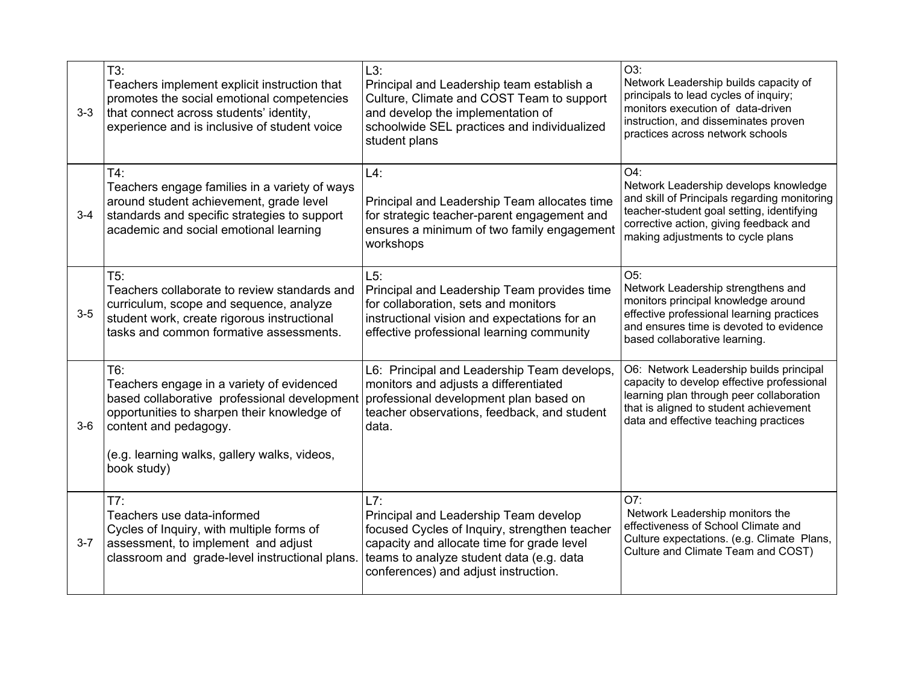| | | | |
|---|---|---|---|
| 3-3 | T3:<br>Teachers implement explicit instruction that promotes the social emotional competencies that connect across students' identity, experience and is inclusive of student voice | L3:<br>Principal and Leadership team establish a Culture, Climate and COST Team to support and develop the implementation of schoolwide SEL practices and individualized student plans | O3:<br>Network Leadership builds capacity of principals to lead cycles of inquiry; monitors execution of data-driven instruction, and disseminates proven practices across network schools |
| 3-4 | T4:<br>Teachers engage families in a variety of ways around student achievement, grade level standards and specific strategies to support academic and social emotional learning | L4:<br><br>Principal and Leadership Team allocates time for strategic teacher-parent engagement and ensures a minimum of two family engagement workshops | O4:<br>Network Leadership develops knowledge and skill of Principals regarding monitoring teacher-student goal setting, identifying corrective action, giving feedback and making adjustments to cycle plans |
| 3-5 | T5:<br>Teachers collaborate to review standards and curriculum, scope and sequence, analyze student work, create rigorous instructional tasks and common formative assessments. | L5:<br>Principal and Leadership Team provides time for collaboration, sets and monitors instructional vision and expectations for an effective professional learning community | O5:<br>Network Leadership strengthens and monitors principal knowledge around effective professional learning practices and ensures time is devoted to evidence based collaborative learning. |
| 3-6 | T6:<br>Teachers engage in a variety of evidenced based collaborative professional development opportunities to sharpen their knowledge of content and pedagogy.<br><br>(e.g. learning walks, gallery walks, videos, book study) | L6: Principal and Leadership Team develops, monitors and adjusts a differentiated professional development plan based on teacher observations, feedback, and student data. | O6: Network Leadership builds principal capacity to develop effective professional learning plan through peer collaboration that is aligned to student achievement data and effective teaching practices |
| 3-7 | T7:<br>Teachers use data-informed Cycles of Inquiry, with multiple forms of assessment, to implement and adjust classroom and grade-level instructional plans. | L7:<br>Principal and Leadership Team develop focused Cycles of Inquiry, strengthen teacher capacity and allocate time for grade level teams to analyze student data (e.g. data conferences) and adjust instruction. | O7:<br>Network Leadership monitors the effectiveness of School Climate and Culture expectations. (e.g. Climate Plans, Culture and Climate Team and COST) |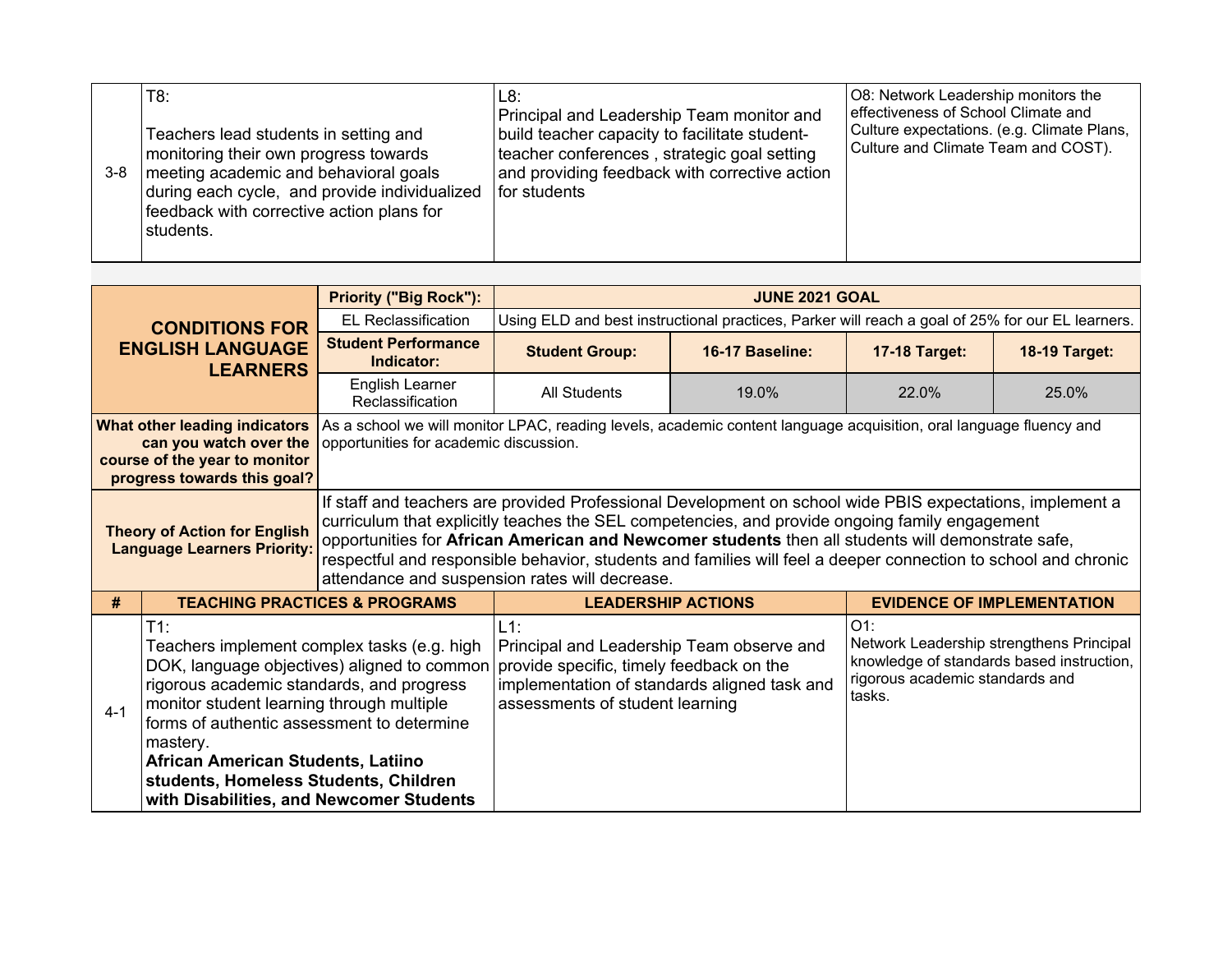| # | TEACHING PRACTICES & PROGRAMS | LEADERSHIP ACTIONS | EVIDENCE OF IMPLEMENTATION |
|---|---|---|---|
| 3-8 | T8:<br><br>Teachers lead students in setting and monitoring their own progress towards meeting academic and behavioral goals during each cycle, and provide individualized feedback with corrective action plans for students. | L8:<br>Principal and Leadership Team monitor and build teacher capacity to facilitate student-teacher conferences , strategic goal setting and providing feedback with corrective action for students | O8: Network Leadership monitors the effectiveness of School Climate and Culture expectations. (e.g. Climate Plans, Culture and Climate Team and COST). |

| **CONDITIONS FOR ENGLISH LANGUAGE LEARNERS** | **Priority ("Big Rock"):** | **JUNE 2021 GOAL** | | | |
|---|---|---|---|---|---|
| | EL Reclassification | Using ELD and best instructional practices, Parker will reach a goal of 25% for our EL learners. | | | |
| | **Student Performance Indicator:** | **Student Group:** | **16-17 Baseline:** | **17-18 Target:** | **18-19 Target:** |
| | English Learner Reclassification | All Students | 19.0% | 22.0% | 25.0% |
| **What other leading indicators can you watch over the course of the year to monitor progress towards this goal?** | As a school we will monitor LPAC, reading levels, academic content language acquisition, oral language fluency and opportunities for academic discussion. | | | | |
| **Theory of Action for English Language Learners Priority:** | If staff and teachers are provided Professional Development on school wide PBIS expectations, implement a curriculum that explicitly teaches the SEL competencies, and provide ongoing family engagement opportunities for **African American and Newcomer students** then all students will demonstrate safe, respectful and responsible behavior, students and families will feel a deeper connection to school and chronic attendance and suspension rates will decrease. | | | | |

| # | TEACHING PRACTICES & PROGRAMS | LEADERSHIP ACTIONS | EVIDENCE OF IMPLEMENTATION |
|---|---|---|---|
| 4-1 | T1:<br>Teachers implement complex tasks (e.g. high DOK, language objectives) aligned to common rigorous academic standards, and progress monitor student learning through multiple forms of authentic assessment to determine mastery.<br>**African American Students, Latiino students, Homeless Students, Children with Disabilities, and Newcomer Students** | L1:<br>Principal and Leadership Team observe and provide specific, timely feedback on the implementation of standards aligned task and assessments of student learning | O1:<br>Network Leadership strengthens Principal knowledge of standards based instruction, rigorous academic standards and tasks. |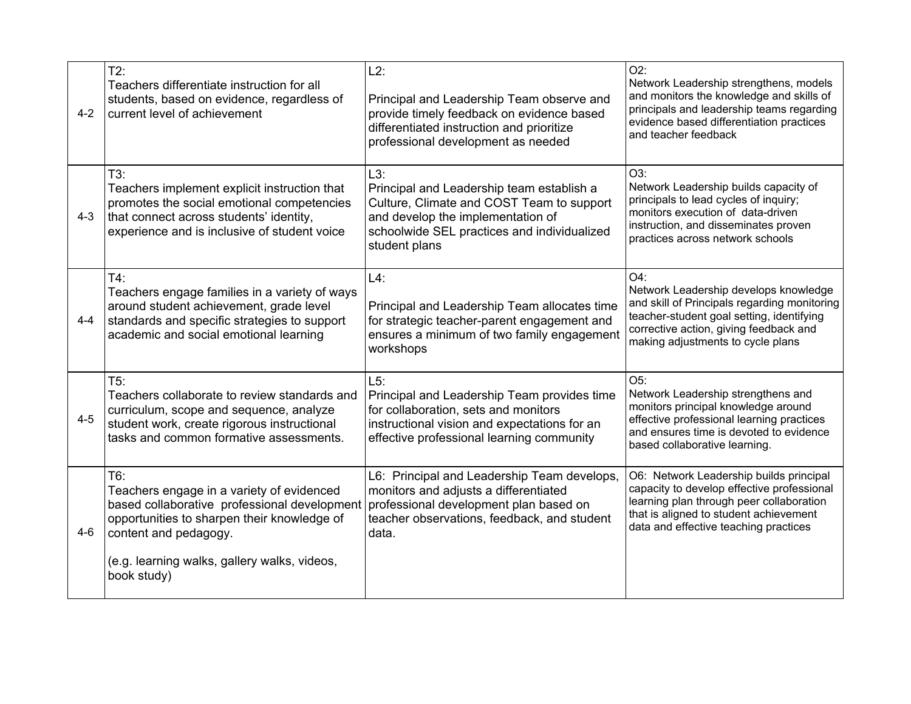| | | | |
|---|---|---|---|
| 4-2 | T2:<br>Teachers differentiate instruction for all students, based on evidence, regardless of current level of achievement | L2:<br><br>Principal and Leadership Team observe and provide timely feedback on evidence based differentiated instruction and prioritize professional development as needed | O2:<br>Network Leadership strengthens, models and monitors the knowledge and skills of principals and leadership teams regarding evidence based differentiation practices and teacher feedback |
| 4-3 | T3:<br>Teachers implement explicit instruction that promotes the social emotional competencies that connect across students' identity, experience and is inclusive of student voice | L3:<br>Principal and Leadership team establish a Culture, Climate and COST Team to support and develop the implementation of schoolwide SEL practices and individualized student plans | O3:<br>Network Leadership builds capacity of principals to lead cycles of inquiry; monitors execution of data-driven instruction, and disseminates proven practices across network schools |
| 4-4 | T4:<br>Teachers engage families in a variety of ways around student achievement, grade level standards and specific strategies to support academic and social emotional learning | L4:<br><br>Principal and Leadership Team allocates time for strategic teacher-parent engagement and ensures a minimum of two family engagement workshops | O4:<br>Network Leadership develops knowledge and skill of Principals regarding monitoring teacher-student goal setting, identifying corrective action, giving feedback and making adjustments to cycle plans |
| 4-5 | T5:<br>Teachers collaborate to review standards and curriculum, scope and sequence, analyze student work, create rigorous instructional tasks and common formative assessments. | L5:<br>Principal and Leadership Team provides time for collaboration, sets and monitors instructional vision and expectations for an effective professional learning community | O5:<br>Network Leadership strengthens and monitors principal knowledge around effective professional learning practices and ensures time is devoted to evidence based collaborative learning. |
| 4-6 | T6:<br>Teachers engage in a variety of evidenced based collaborative professional development opportunities to sharpen their knowledge of content and pedagogy.<br><br>(e.g. learning walks, gallery walks, videos, book study) | L6: Principal and Leadership Team develops, monitors and adjusts a differentiated professional development plan based on teacher observations, feedback, and student data. | O6: Network Leadership builds principal capacity to develop effective professional learning plan through peer collaboration that is aligned to student achievement data and effective teaching practices |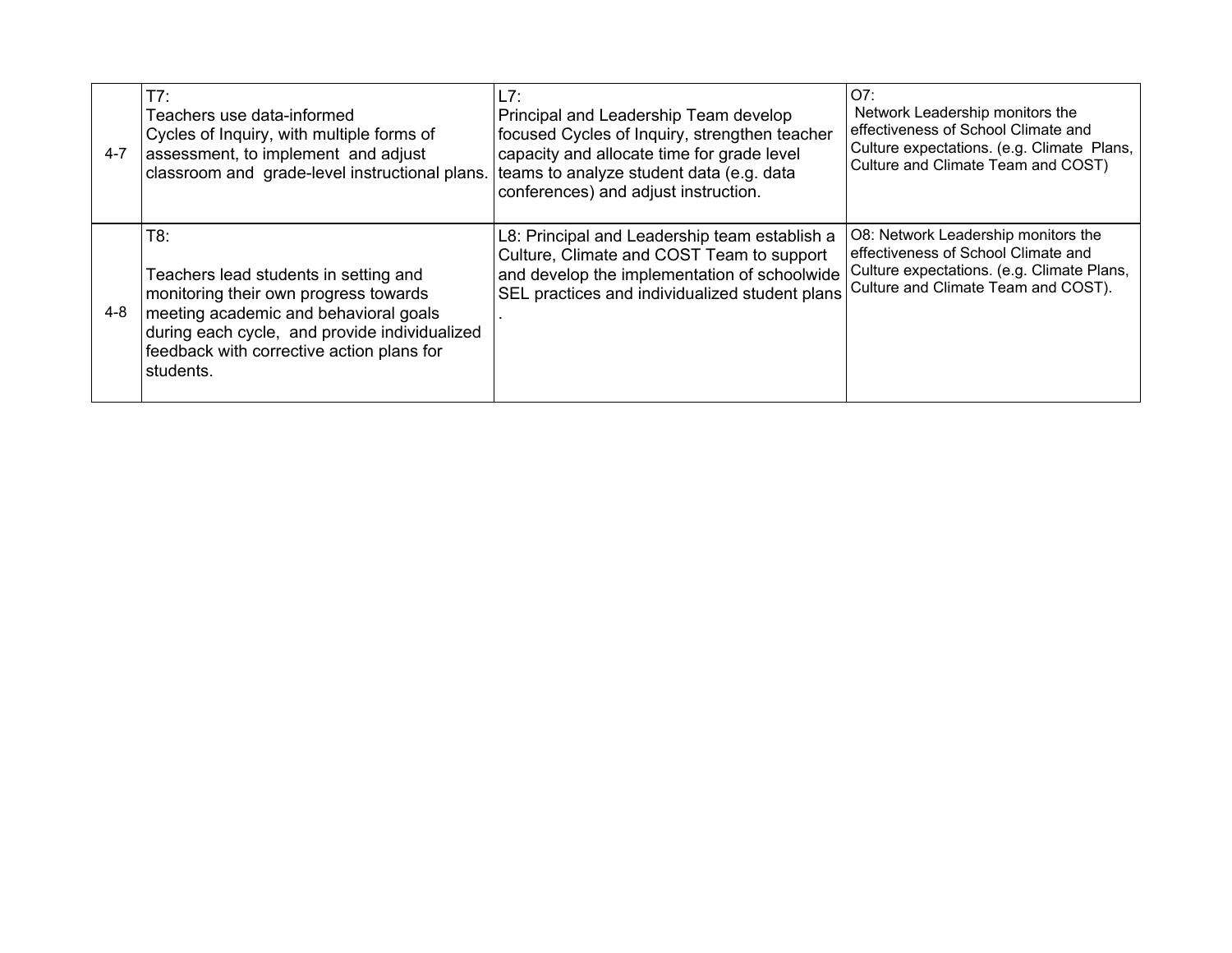| | | | |
|---|---|---|---|
| 4-7 | T7: Teachers use data-informed Cycles of Inquiry, with multiple forms of assessment, to implement and adjust classroom and grade-level instructional plans. | L7: Principal and Leadership Team develop focused Cycles of Inquiry, strengthen teacher capacity and allocate time for grade level teams to analyze student data (e.g. data conferences) and adjust instruction. | O7: Network Leadership monitors the effectiveness of School Climate and Culture expectations. (e.g. Climate Plans, Culture and Climate Team and COST) |
| 4-8 | T8: Teachers lead students in setting and monitoring their own progress towards meeting academic and behavioral goals during each cycle, and provide individualized feedback with corrective action plans for students. | L8: Principal and Leadership team establish a Culture, Climate and COST Team to support and develop the implementation of schoolwide SEL practices and individualized student plans . | O8: Network Leadership monitors the effectiveness of School Climate and Culture expectations. (e.g. Climate Plans, Culture and Climate Team and COST). |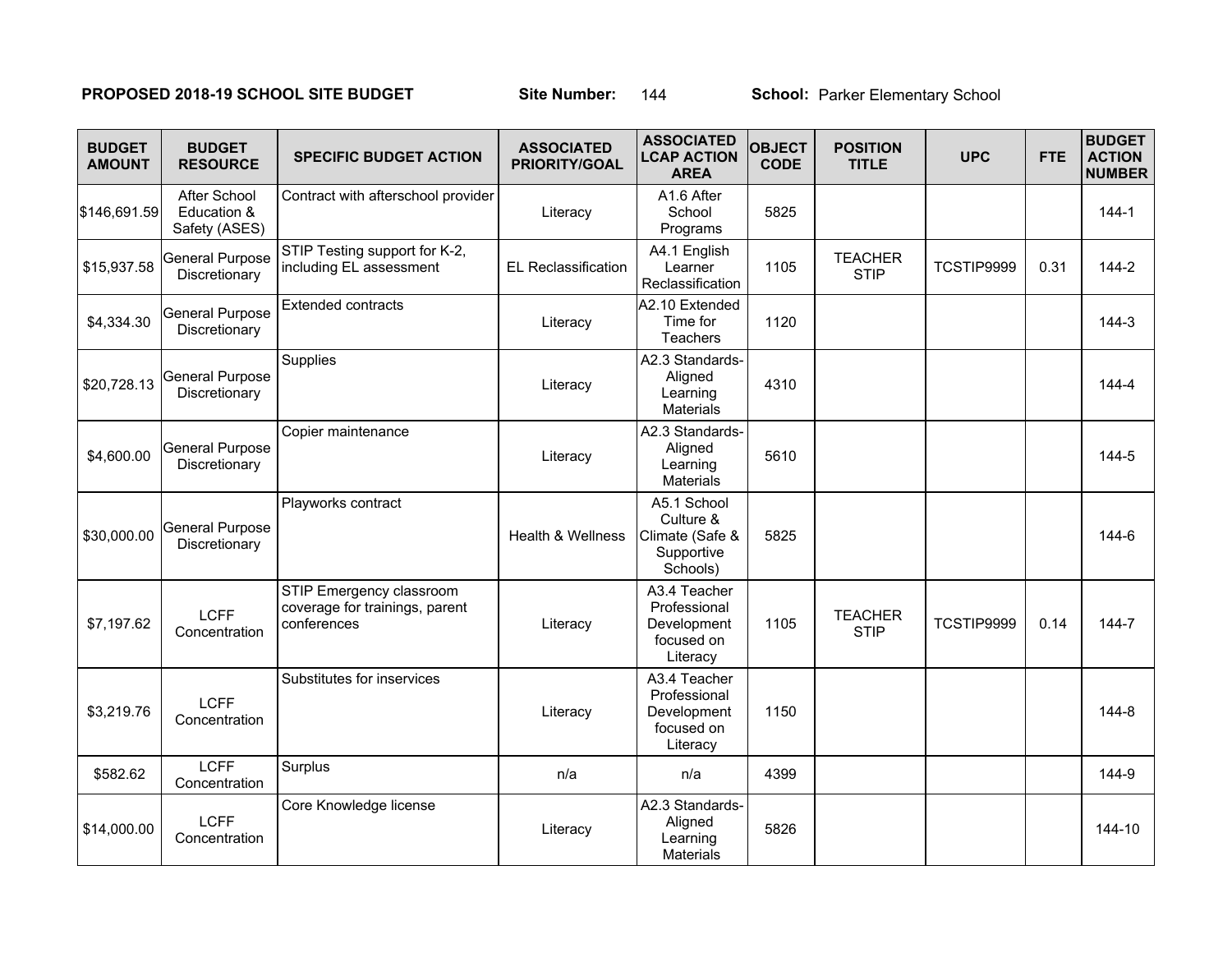**PROPOSED 2018-19 SCHOOL SITE BUDGET** **Site Number:** 144 **School:** Parker Elementary School

| BUDGET AMOUNT | BUDGET RESOURCE | SPECIFIC BUDGET ACTION | ASSOCIATED PRIORITY/GOAL | ASSOCIATED LCAP ACTION AREA | OBJECT CODE | POSITION TITLE | UPC | FTE | BUDGET ACTION NUMBER |
|---|---|---|---|---|---|---|---|---|---|
| $146,691.59 | After School Education & Safety (ASES) | Contract with afterschool provider | Literacy | A1.6 After School Programs | 5825 | | | | 144-1 |
| $15,937.58 | General Purpose Discretionary | STIP Testing support for K-2, including EL assessment | EL Reclassification | A4.1 English Learner Reclassification | 1105 | TEACHER STIP | TCSTIP9999 | 0.31 | 144-2 |
| $4,334.30 | General Purpose Discretionary | Extended contracts | Literacy | A2.10 Extended Time for Teachers | 1120 | | | | 144-3 |
| $20,728.13 | General Purpose Discretionary | Supplies | Literacy | A2.3 Standards-Aligned Learning Materials | 4310 | | | | 144-4 |
| $4,600.00 | General Purpose Discretionary | Copier maintenance | Literacy | A2.3 Standards-Aligned Learning Materials | 5610 | | | | 144-5 |
| $30,000.00 | General Purpose Discretionary | Playworks contract | Health & Wellness | A5.1 School Culture & Climate (Safe & Supportive Schools) | 5825 | | | | 144-6 |
| $7,197.62 | LCFF Concentration | STIP Emergency classroom coverage for trainings, parent conferences | Literacy | A3.4 Teacher Professional Development focused on Literacy | 1105 | TEACHER STIP | TCSTIP9999 | 0.14 | 144-7 |
| $3,219.76 | LCFF Concentration | Substitutes for inservices | Literacy | A3.4 Teacher Professional Development focused on Literacy | 1150 | | | | 144-8 |
| $582.62 | LCFF Concentration | Surplus | n/a | n/a | 4399 | | | | 144-9 |
| $14,000.00 | LCFF Concentration | Core Knowledge license | Literacy | A2.3 Standards-Aligned Learning Materials | 5826 | | | | 144-10 |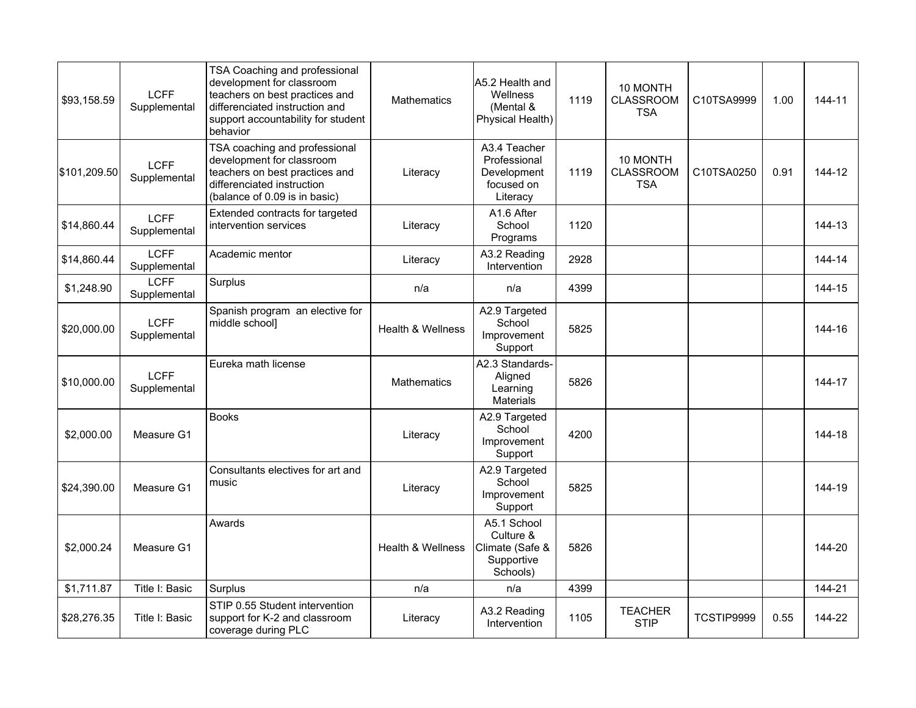| | | | | | | | | | |
|---|---|---|---|---|---|---|---|---|---|
| $93,158.59 | LCFF Supplemental | TSA Coaching and professional development for classroom teachers on best practices and differenciated instruction and support accountability for student behavior | Mathematics | A5.2 Health and Wellness (Mental & Physical Health) | 1119 | 10 MONTH CLASSROOM TSA | C10TSA9999 | 1.00 | 144-11 |
| $101,209.50 | LCFF Supplemental | TSA coaching and professional development for classroom teachers on best practices and differenciated instruction (balance of 0.09 is in basic) | Literacy | A3.4 Teacher Professional Development focused on Literacy | 1119 | 10 MONTH CLASSROOM TSA | C10TSA0250 | 0.91 | 144-12 |
| $14,860.44 | LCFF Supplemental | Extended contracts for targeted intervention services | Literacy | A1.6 After School Programs | 1120 | | | | 144-13 |
| $14,860.44 | LCFF Supplemental | Academic mentor | Literacy | A3.2 Reading Intervention | 2928 | | | | 144-14 |
| $1,248.90 | LCFF Supplemental | Surplus | n/a | n/a | 4399 | | | | 144-15 |
| $20,000.00 | LCFF Supplemental | Spanish program an elective for middle school] | Health & Wellness | A2.9 Targeted School Improvement Support | 5825 | | | | 144-16 |
| $10,000.00 | LCFF Supplemental | Eureka math license | Mathematics | A2.3 Standards-Aligned Learning Materials | 5826 | | | | 144-17 |
| $2,000.00 | Measure G1 | Books | Literacy | A2.9 Targeted School Improvement Support | 4200 | | | | 144-18 |
| $24,390.00 | Measure G1 | Consultants electives for art and music | Literacy | A2.9 Targeted School Improvement Support | 5825 | | | | 144-19 |
| $2,000.24 | Measure G1 | Awards | Health & Wellness | A5.1 School Culture & Climate (Safe & Supportive Schools) | 5826 | | | | 144-20 |
| $1,711.87 | Title I: Basic | Surplus | n/a | n/a | 4399 | | | | 144-21 |
| $28,276.35 | Title I: Basic | STIP 0.55 Student intervention support for K-2 and classroom coverage during PLC | Literacy | A3.2 Reading Intervention | 1105 | TEACHER STIP | TCSTIP9999 | 0.55 | 144-22 |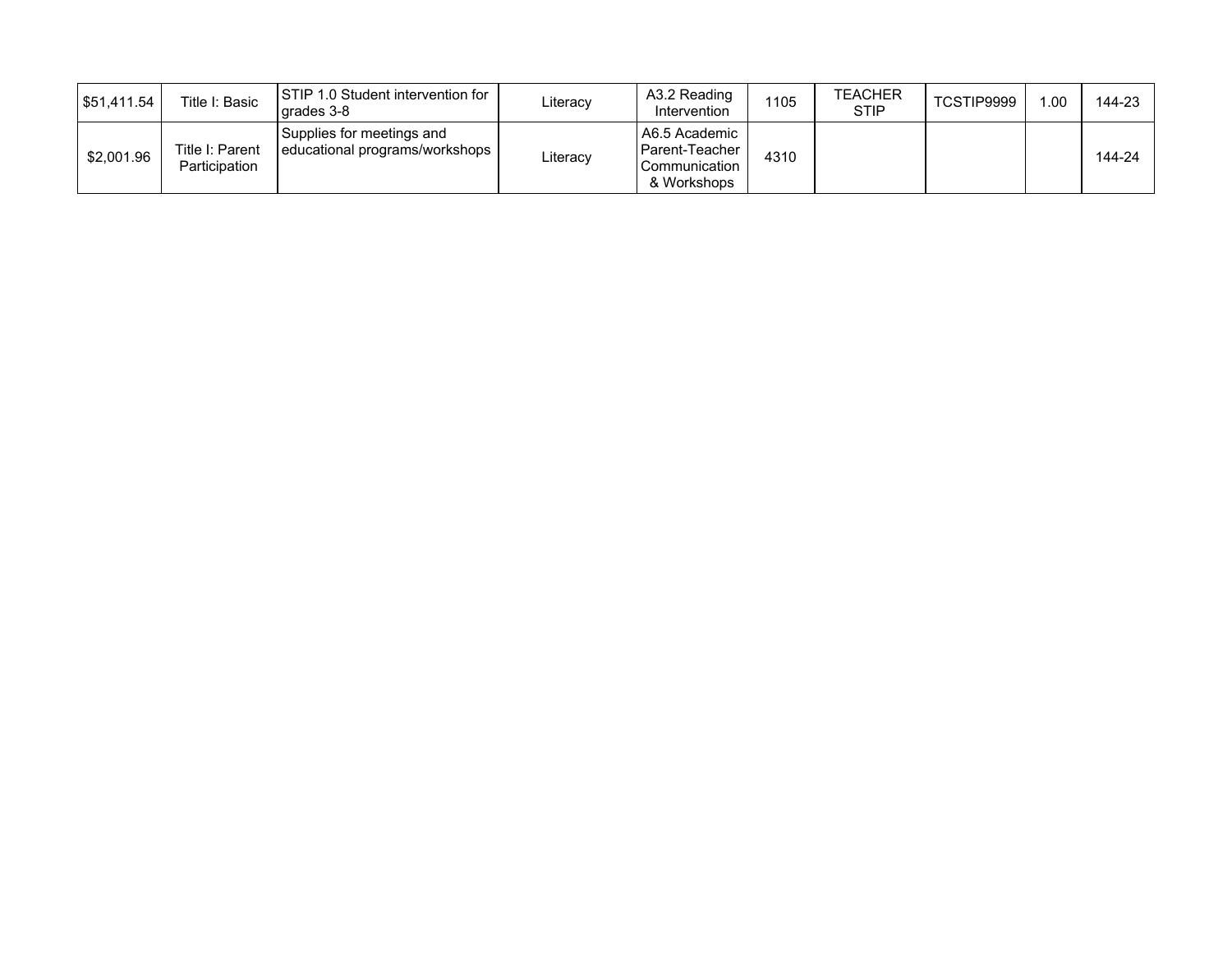| | | | | | | | | | |
|---|---|---|---|---|---|---|---|---|---|
| $51,411.54 | Title I: Basic | STIP 1.0 Student intervention for grades 3-8 | Literacy | A3.2 Reading Intervention | 1105 | TEACHER STIP | TCSTIP9999 | 1.00 | 144-23 |
| $2,001.96 | Title I: Parent Participation | Supplies for meetings and educational programs/workshops | Literacy | A6.5 Academic Parent-Teacher Communication & Workshops | 4310 | | | | 144-24 |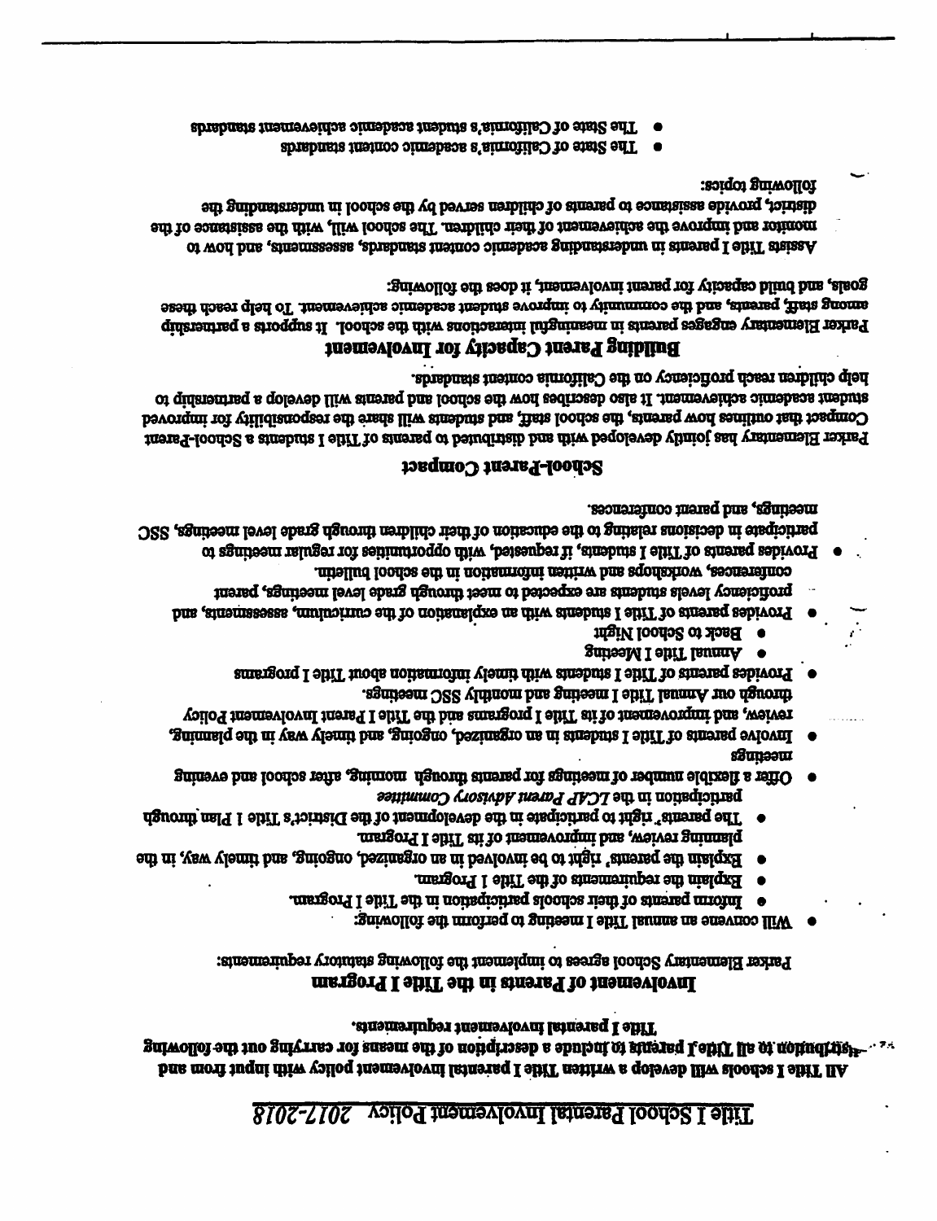# Title I School Parental Involvement Policy *2017-2018*

**All Title I schools will develop a written Title I parental involvement policy with input from and distribution to all Title I parents to include a description of the means for carrying out the following Title I parental involvement requirements.**

## Involvement of Parents in the Title I Program

Parker Elementary School agrees to implement the following statutory requirements:

- Will convene an annual Title I meeting to perform the following:
  - Inform parents of their schools participation in the Title I Program.
  - Explain the requirements of the Title I Program.
  - Explain the parents' right to be involved in an organized, ongoing, and timely way, in the planning review, and improvement of its Title I Program.
  - The parents' right to participate in the development of the District's Title 1 Plan through participation in the *LCAP Parent Advisory Committee*
- Offer a flexible number of meetings for parents through morning, after school and evening meetings
- Involve parents of Title I students in an organized, ongoing, and timely way in the planning, review, and improvement of its Title I programs and the Title I Parent Involvement Policy through our Annual Title I meeting and monthly SSC meetings.
- Provides parents of Title I students with timely information about Title I programs
  - Annual Title I Meeting
  - Back to School Night
- Provides parents of Title I students with an explanation of the curriculum, assessments, and proficiency levels students are expected to meet through grade level meetings, parent conferences, workshops and written information in the school bulletin.
- Provides parents of Title I students, if requested, with opportunities for regular meetings to participate in decisions relating to the education of their children through grade level meetings, SSC meetings, and parent conferences.

## School-Parent Compact

Parker Elementary has jointly developed with and distributed to parents of Title I students a School-Parent Compact that outlines how parents, the school staff, and students will share the responsibility for improved student academic achievement. It also describes how the school and parents will develop a partnership to help children reach proficiency on the California content standards.

## Building Parent Capacity for Involvement

Parker Elementary engages parents in meaningful interactions with the school. It supports a partnership among staff, parents, and the community to improve student academic achievement. To help reach these goals, and build capacity for parent involvement, it does the following:

Assists Title I parents in understanding academic content standards, assessments, and how to monitor and improve the achievement of their children. The school will, with the assistance of the district, provide assistance to parents of children served by the school in understanding the following topics:

- The State of California's academic content standards
- The State of California's student academic achievement standards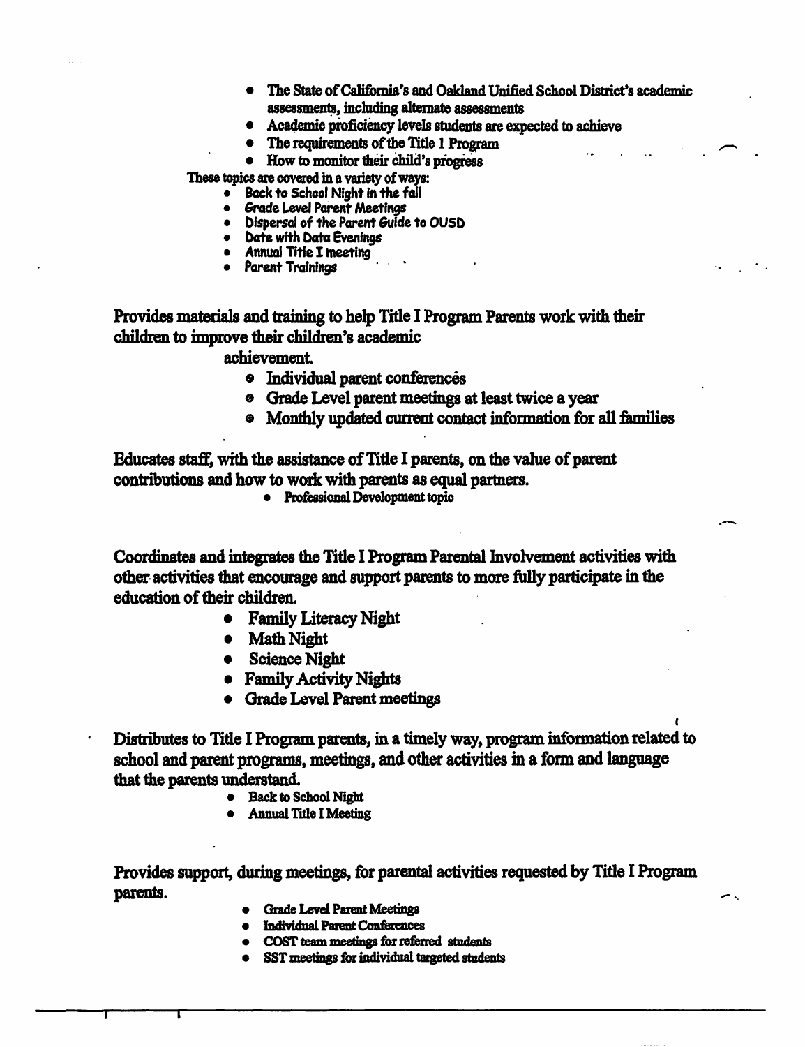- The State of California's and Oakland Unified School District's academic assessments, including alternate assessments
- Academic proficiency levels students are expected to achieve
- The requirements of the Title 1 Program
- How to monitor their child's progress

These topics are covered in a variety of ways:

- *Back to School Night in the fall*
- *Grade Level Parent Meetings*
- *Dispersal of the Parent Guide to OUSD*
- *Date with Data Evenings*
- *Annual Title I meeting*
- *Parent Trainings*

Provides materials and training to help Title I Program Parents work with their children to improve their children's academic achievement.

- Individual parent conferences
- Grade Level parent meetings at least twice a year
- Monthly updated current contact information for all families

Educates staff, with the assistance of Title I parents, on the value of parent contributions and how to work with parents as equal partners.

- Professional Development topic

Coordinates and integrates the Title I Program Parental Involvement activities with other activities that encourage and support parents to more fully participate in the education of their children.

- Family Literacy Night
- Math Night
- Science Night
- Family Activity Nights
- Grade Level Parent meetings

Distributes to Title I Program parents, in a timely way, program information related to school and parent programs, meetings, and other activities in a form and language that the parents understand.

- Back to School Night
- Annual Title I Meeting

Provides support, during meetings, for parental activities requested by Title I Program parents.

- Grade Level Parent Meetings
- Individual Parent Conferences
- COST team meetings for referred students
- SST meetings for individual targeted students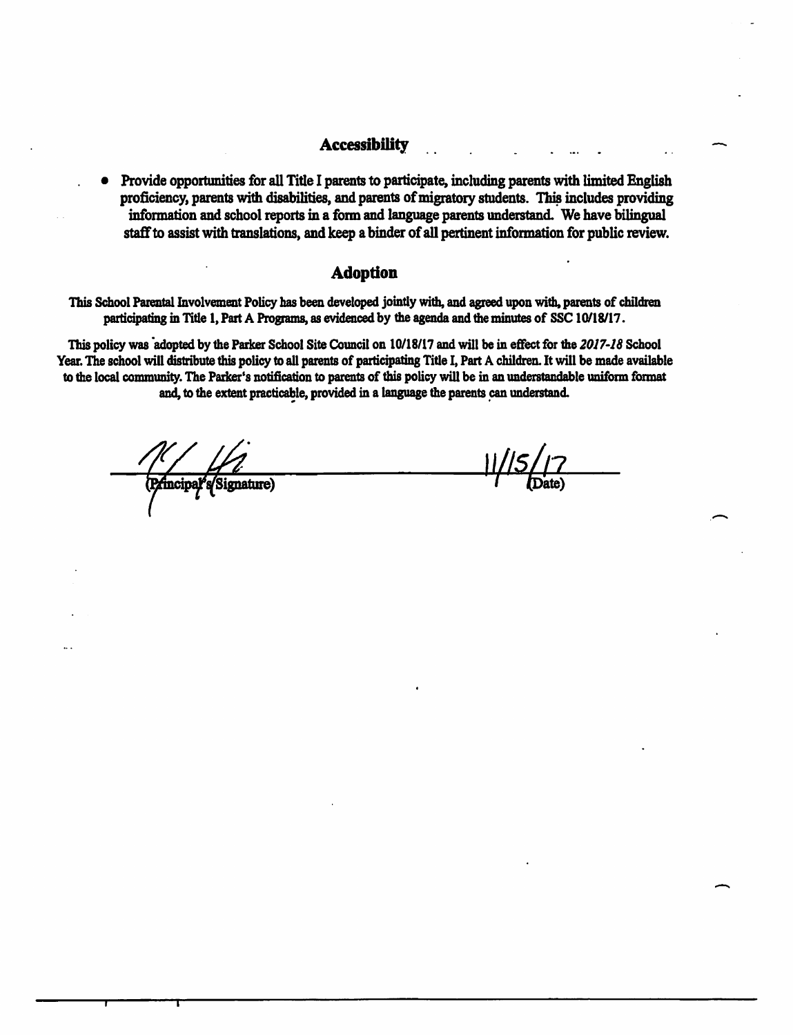## Accessibility

- Provide opportunities for all Title I parents to participate, including parents with limited English proficiency, parents with disabilities, and parents of migratory students. This includes providing information and school reports in a form and language parents understand. We have bilingual staff to assist with translations, and keep a binder of all pertinent information for public review.

## Adoption

This School Parental Involvement Policy has been developed jointly with, and agreed upon with, parents of children participating in Title 1, Part A Programs, as evidenced by the agenda and the minutes of SSC 10/18/17.

This policy was adopted by the Parker School Site Council on 10/18/17 and will be in effect for the *2017-18* School Year. The school will distribute this policy to all parents of participating Title I, Part A children. It will be made available to the local community. The Parker's notification to parents of this policy will be in an understandable uniform format and, to the extent practicable, provided in a language the parents can understand.

(Principal's Signature) 11/15/17 (Date)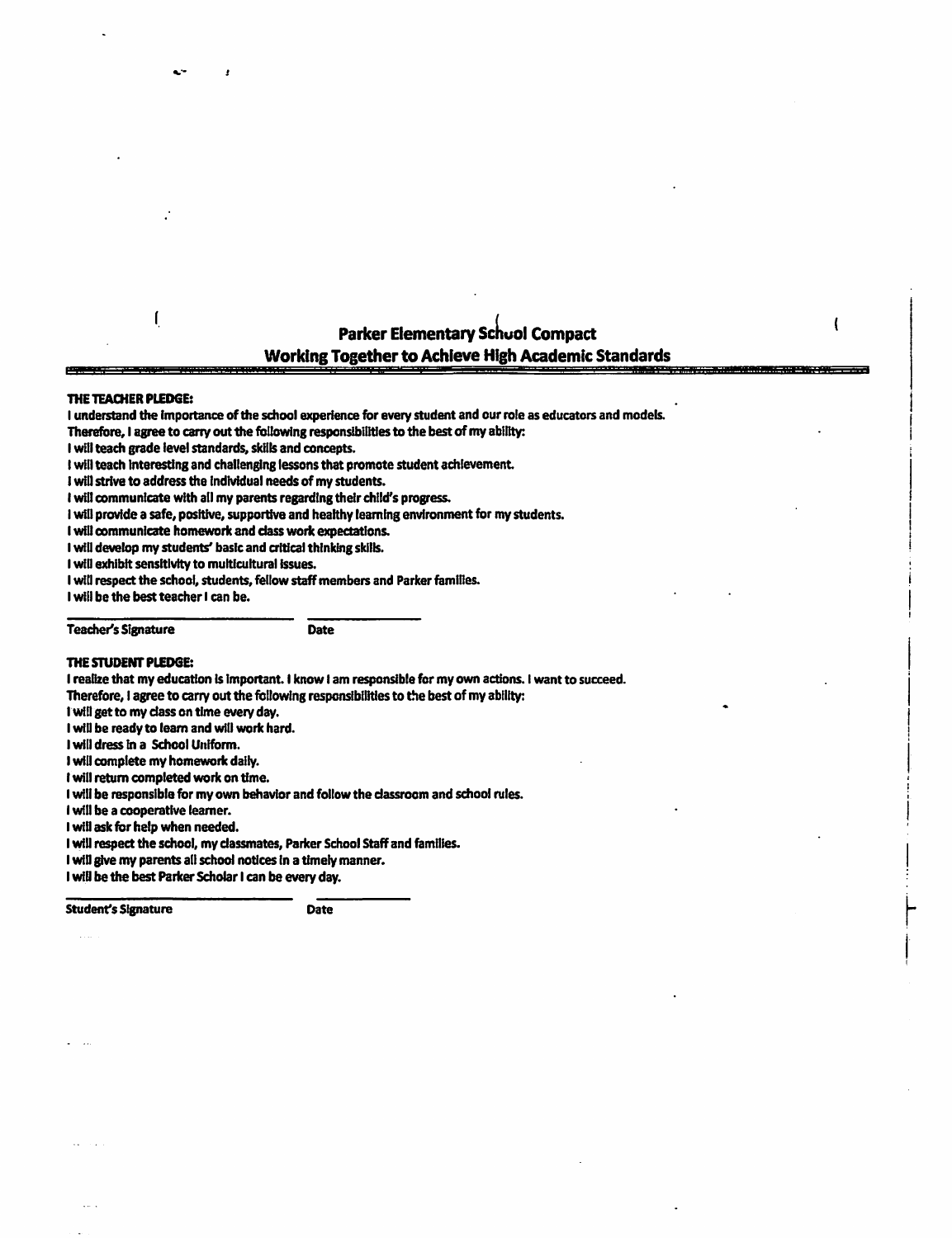# Parker Elementary School Compact

## Working Together to Achieve High Academic Standards

**THE TEACHER PLEDGE:**

I understand the importance of the school experience for every student and our role as educators and models.
Therefore, I agree to carry out the following responsibilities to the best of my ability:
I will teach grade level standards, skills and concepts.
I will teach interesting and challenging lessons that promote student achievement.
I will strive to address the individual needs of my students.
I will communicate with all my parents regarding their child's progress.
I will provide a safe, positive, supportive and healthy learning environment for my students.
I will communicate homework and class work expectations.
I will develop my students' basic and critical thinking skills.
I will exhibit sensitivity to multicultural issues.
I will respect the school, students, fellow staff members and Parker families.
I will be the best teacher I can be.

Teacher's Signature ____________________ Date ____________

**THE STUDENT PLEDGE:**

I realize that my education is important. I know I am responsible for my own actions. I want to succeed.
Therefore, I agree to carry out the following responsibilities to the best of my ability:
I will get to my class on time every day.
I will be ready to learn and will work hard.
I will dress in a School Uniform.
I will complete my homework daily.
I will return completed work on time.
I will be responsible for my own behavior and follow the classroom and school rules.
I will be a cooperative learner.
I will ask for help when needed.
I will respect the school, my classmates, Parker School Staff and families.
I will give my parents all school notices in a timely manner.
I will be the best Parker Scholar I can be every day.

Student's Signature ____________________ Date ____________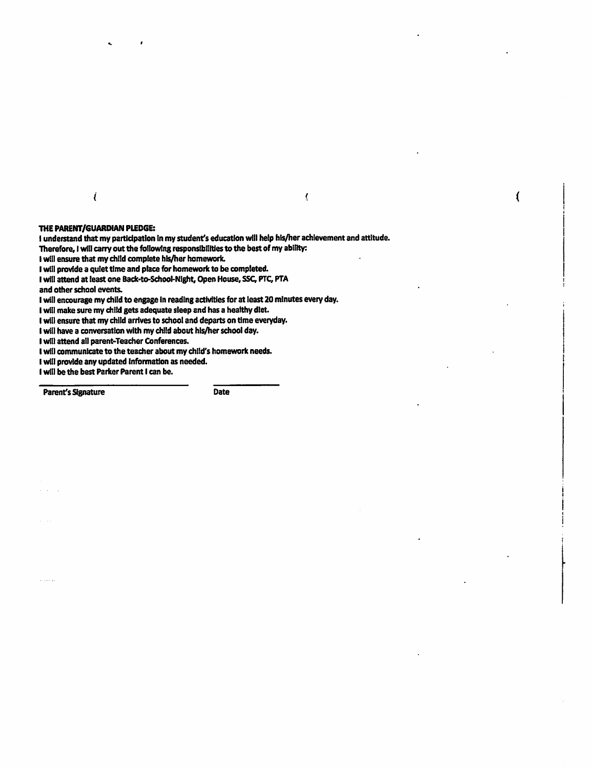**THE PARENT/GUARDIAN PLEDGE:**

I understand that my participation in my student's education will help his/her achievement and attitude.
Therefore, I will carry out the following responsibilities to the best of my ability:
I will ensure that my child complete his/her homework.
I will provide a quiet time and place for homework to be completed.
I will attend at least one Back-to-School-Night, Open House, SSC, PTC, PTA
and other school events.
I will encourage my child to engage in reading activities for at least 20 minutes every day.
I will make sure my child gets adequate sleep and has a healthy diet.
I will ensure that my child arrives to school and departs on time everyday.
I will have a conversation with my child about his/her school day.
I will attend all parent-Teacher Conferences.
I will communicate to the teacher about my child's homework needs.
I will provide any updated information as needed.
I will be the best Parker Parent I can be.

Parent's Signature ____________________ Date ____________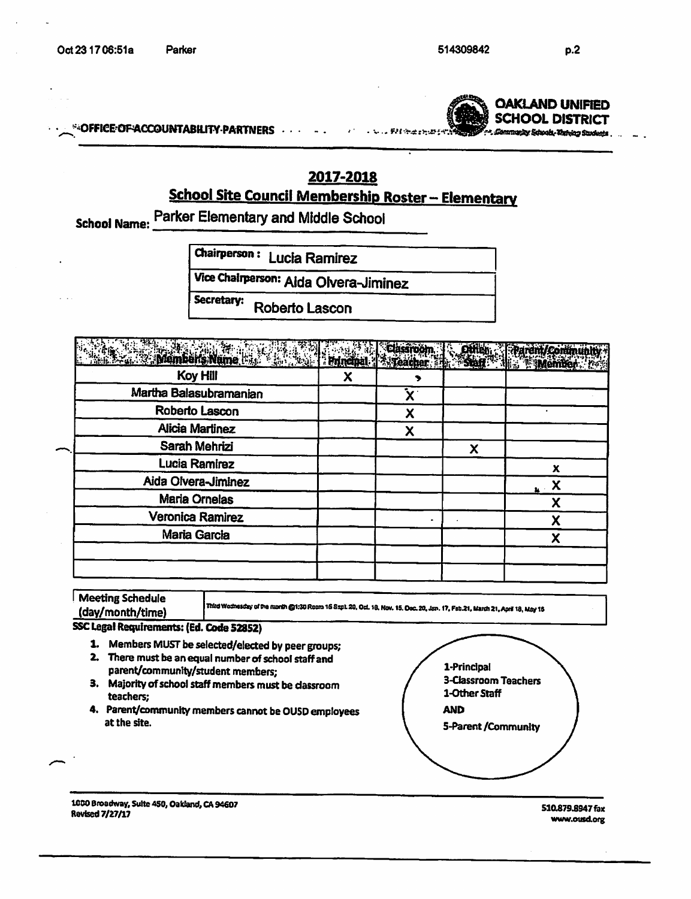OAKLAND UNIFIED SCHOOL DISTRICT
Community Schools, Thriving Students

OFFICE OF ACCOUNTABILITY PARTNERS

## 2017-2018

## School Site Council Membership Roster – Elementary

**School Name:** Parker Elementary and Middle School

| | |
|---|---|
| **Chairperson:** | Lucia Ramirez |
| **Vice Chairperson:** | Aida Olvera-Jiminez |
| **Secretary:** | Roberto Lascon |

| Members Name | Principal | Classroom Teacher | Other Staff | Parent/Community Member |
|---|---|---|---|---|
| Koy Hill | X | | | |
| Martha Balasubramanian | | X | | |
| Roberto Lascon | | X | | |
| Alicia Martinez | | X | | |
| Sarah Mehrizi | | | X | |
| Lucia Ramirez | | | | X |
| Aida Olvera-Jiminez | | | | X |
| Maria Ornelas | | | | X |
| Veronica Ramirez | | | | X |
| Maria Garcia | | | | X |
| | | | | |
| | | | | |

| | |
|---|---|
| **Meeting Schedule (day/month/time)** | Third Wednesday of the month @1:30 Room 16 Sept. 20, Oct. 18, Nov. 15, Dec. 20, Jan. 17, Feb.21, March 21, April 18, May 16 |

**SSC Legal Requirements: (Ed. Code 52852)**

1. Members MUST be selected/elected by peer groups;
2. There must be an equal number of school staff and parent/community/student members;
3. Majority of school staff members must be classroom teachers;
4. Parent/community members cannot be OUSD employees at the site.

1-Principal
3-Classroom Teachers
1-Other Staff
**AND**
5-Parent /Community

1000 Broadway, Suite 450, Oakland, CA 94607
Revised 7/27/17

510.879.8947 fax
www.ousd.org